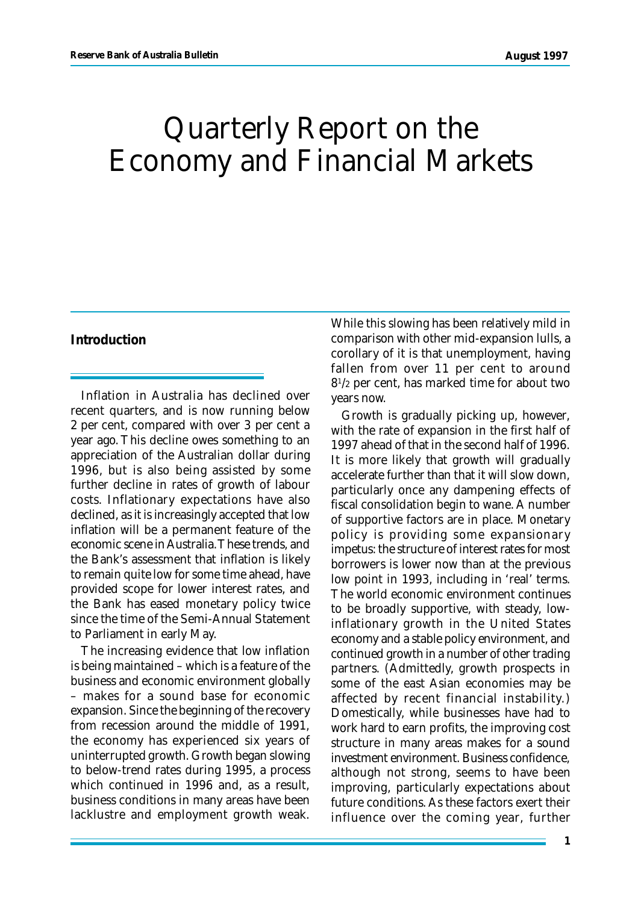# Quarterly Report on the Economy and Financial Markets

## Introduction

Inflation in Australia has declined over recent quarters, and is now running below 2 per cent, compared with over 3 per cent a year ago. This decline owes something to an appreciation of the Australian dollar during 1996, but is also being assisted by some further decline in rates of growth of labour costs. Inflationary expectations have also declined, as it is increasingly accepted that low inflation will be a permanent feature of the economic scene in Australia. These trends, and the Bank's assessment that inflation is likely to remain quite low for some time ahead, have provided scope for lower interest rates, and the Bank has eased monetary policy twice since the time of the Semi-Annual Statement to Parliament in early May.

The increasing evidence that low inflation is being maintained – which is a feature of the business and economic environment globally – makes for a sound base for economic expansion. Since the beginning of the recovery from recession around the middle of 1991, the economy has experienced six years of uninterrupted growth. Growth began slowing to below-trend rates during 1995, a process which continued in 1996 and, as a result, business conditions in many areas have been lacklustre and employment growth weak. While this slowing has been relatively mild in comparison with other mid-expansion lulls, a corollary of it is that unemployment, having fallen from over 11 per cent to around 8½ per cent, has marked time for about two years now.

Growth is gradually picking up, however, with the rate of expansion in the first half of 1997 ahead of that in the second half of 1996. It is more likely that growth will gradually accelerate further than that it will slow down, particularly once any dampening effects of fiscal consolidation begin to wane. A number of supportive factors are in place. Monetary policy is providing some expansionary impetus: the structure of interest rates for most borrowers is lower now than at the previous low point in 1993, including in 'real' terms. The world economic environment continues to be broadly supportive, with steady, low-inflationary growth in the United States economy and a stable policy environment, and continued growth in a number of other trading partners. (Admittedly, growth prospects in some of the east Asian economies may be affected by recent financial instability.) Domestically, while businesses have had to work hard to earn profits, the improving cost structure in many areas makes for a sound investment environment. Business confidence, although not strong, seems to have been improving, particularly expectations about future conditions. As these factors exert their influence over the coming year, further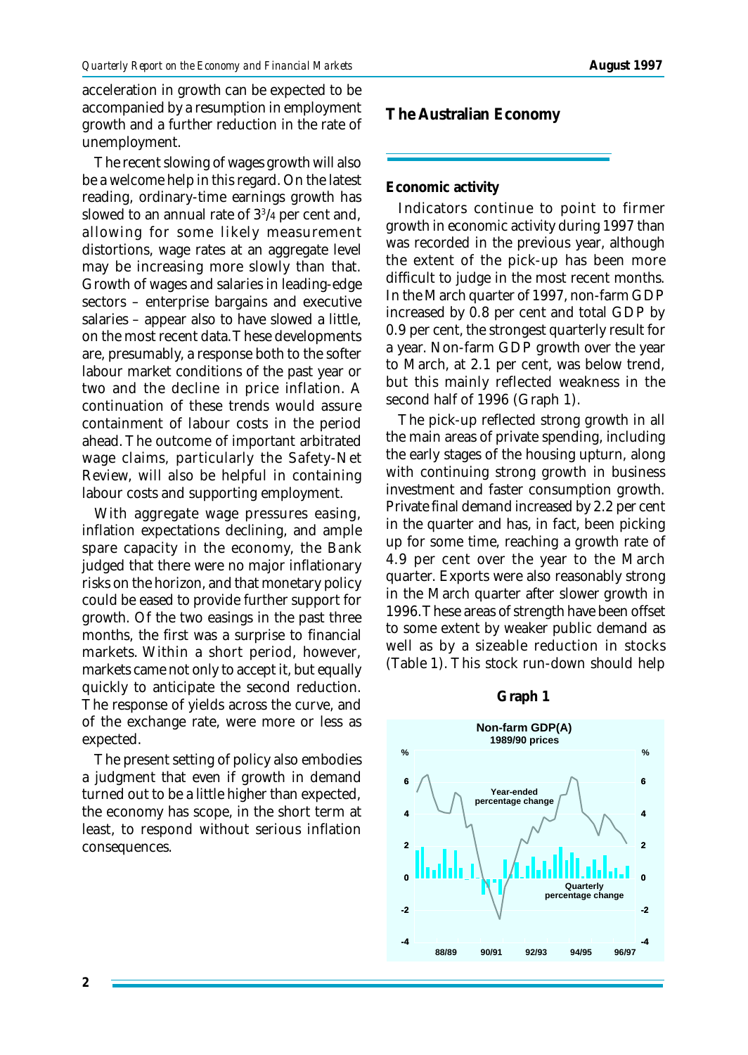acceleration in growth can be expected to be accompanied by a resumption in employment growth and a further reduction in the rate of unemployment.

The recent slowing of wages growth will also be a welcome help in this regard. On the latest reading, ordinary-time earnings growth has slowed to an annual rate of 3¾ per cent and, allowing for some likely measurement distortions, wage rates at an aggregate level may be increasing more slowly than that. Growth of wages and salaries in leading-edge sectors – enterprise bargains and executive salaries – appear also to have slowed a little, on the most recent data. These developments are, presumably, a response both to the softer labour market conditions of the past year or two and the decline in price inflation. A continuation of these trends would assure containment of labour costs in the period ahead. The outcome of important arbitrated wage claims, particularly the Safety-Net Review, will also be helpful in containing labour costs and supporting employment.

With aggregate wage pressures easing, inflation expectations declining, and ample spare capacity in the economy, the Bank judged that there were no major inflationary risks on the horizon, and that monetary policy could be eased to provide further support for growth. Of the two easings in the past three months, the first was a surprise to financial markets. Within a short period, however, markets came not only to accept it, but equally quickly to anticipate the second reduction. The response of yields across the curve, and of the exchange rate, were more or less as expected.

The present setting of policy also embodies a judgment that even if growth in demand turned out to be a little higher than expected, the economy has scope, in the short term at least, to respond without serious inflation consequences.

## The Australian Economy

### Economic activity

Indicators continue to point to firmer growth in economic activity during 1997 than was recorded in the previous year, although the extent of the pick-up has been more difficult to judge in the most recent months. In the March quarter of 1997, non-farm GDP increased by 0.8 per cent and total GDP by 0.9 per cent, the strongest quarterly result for a year. Non-farm GDP growth over the year to March, at 2.1 per cent, was below trend, but this mainly reflected weakness in the second half of 1996 (Graph 1).

The pick-up reflected strong growth in all the main areas of private spending, including the early stages of the housing upturn, along with continuing strong growth in business investment and faster consumption growth. Private final demand increased by 2.2 per cent in the quarter and has, in fact, been picking up for some time, reaching a growth rate of 4.9 per cent over the year to the March quarter. Exports were also reasonably strong in the March quarter after slower growth in 1996. These areas of strength have been offset to some extent by weaker public demand as well as by a sizeable reduction in stocks (Table 1). This stock run-down should help

**Graph 1**

Non-farm GDP(A)
1989/90 prices

Year-ended percentage change

Quarterly percentage change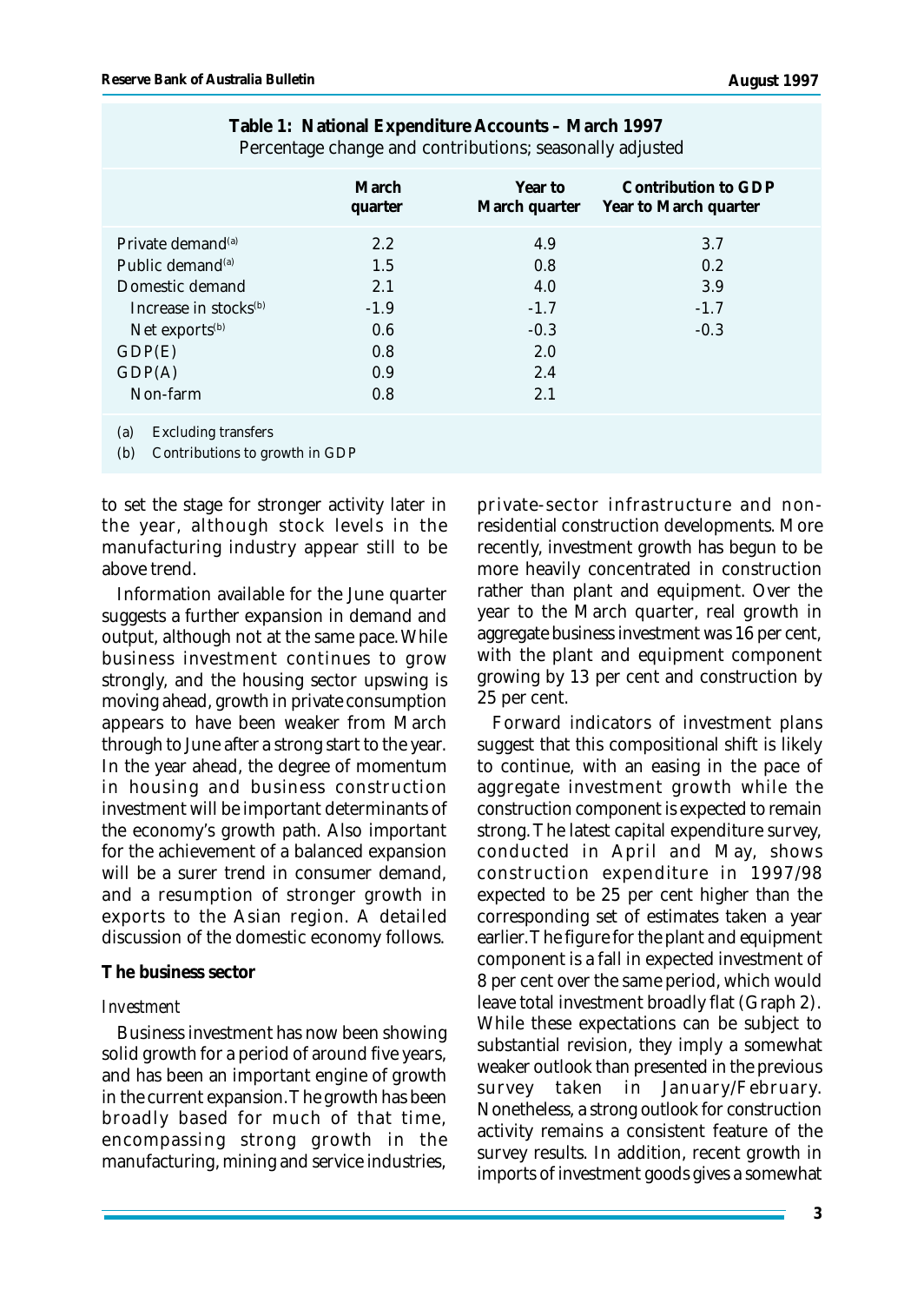**Table 1: National Expenditure Accounts – March 1997**
Percentage change and contributions; seasonally adjusted

| | March quarter | Year to March quarter | Contribution to GDP Year to March quarter |
|---|---|---|---|
| Private demand[(a)] | 2.2 | 4.9 | 3.7 |
| Public demand[(a)] | 1.5 | 0.8 | 0.2 |
| Domestic demand | 2.1 | 4.0 | 3.9 |
| Increase in stocks[(b)] | -1.9 | -1.7 | -1.7 |
| Net exports[(b)] | 0.6 | -0.3 | -0.3 |
| GDP(E) | 0.8 | 2.0 | |
| GDP(A) | 0.9 | 2.4 | |
| Non-farm | 0.8 | 2.1 | |

(a) Excluding transfers
(b) Contributions to growth in GDP

to set the stage for stronger activity later in the year, although stock levels in the manufacturing industry appear still to be above trend.

Information available for the June quarter suggests a further expansion in demand and output, although not at the same pace. While business investment continues to grow strongly, and the housing sector upswing is moving ahead, growth in private consumption appears to have been weaker from March through to June after a strong start to the year. In the year ahead, the degree of momentum in housing and business construction investment will be important determinants of the economy's growth path. Also important for the achievement of a balanced expansion will be a surer trend in consumer demand, and a resumption of stronger growth in exports to the Asian region. A detailed discussion of the domestic economy follows.

## The business sector

### *Investment*

Business investment has now been showing solid growth for a period of around five years, and has been an important engine of growth in the current expansion. The growth has been broadly based for much of that time, encompassing strong growth in the manufacturing, mining and service industries, private-sector infrastructure and non-residential construction developments. More recently, investment growth has begun to be more heavily concentrated in construction rather than plant and equipment. Over the year to the March quarter, real growth in aggregate business investment was 16 per cent, with the plant and equipment component growing by 13 per cent and construction by 25 per cent.

Forward indicators of investment plans suggest that this compositional shift is likely to continue, with an easing in the pace of aggregate investment growth while the construction component is expected to remain strong. The latest capital expenditure survey, conducted in April and May, shows construction expenditure in 1997/98 expected to be 25 per cent higher than the corresponding set of estimates taken a year earlier. The figure for the plant and equipment component is a fall in expected investment of 8 per cent over the same period, which would leave total investment broadly flat (Graph 2). While these expectations can be subject to substantial revision, they imply a somewhat weaker outlook than presented in the previous survey taken in January/February. Nonetheless, a strong outlook for construction activity remains a consistent feature of the survey results. In addition, recent growth in imports of investment goods gives a somewhat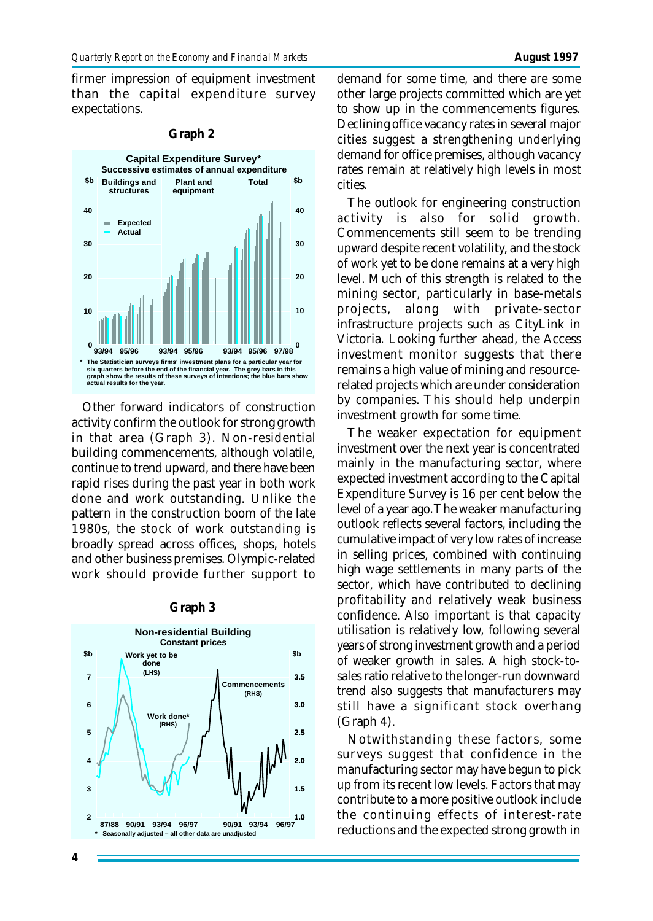firmer impression of equipment investment than the capital expenditure survey expectations.

**Graph 2**

**Capital Expenditure Survey***
Successive estimates of annual expenditure

\* The Statistician surveys firms' investment plans for a particular year for six quarters before the end of the financial year. The grey bars in this graph show the results of these surveys of intentions; the blue bars show actual results for the year.

Other forward indicators of construction activity confirm the outlook for strong growth in that area (Graph 3). Non-residential building commencements, although volatile, continue to trend upward, and there have been rapid rises during the past year in both work done and work outstanding. Unlike the pattern in the construction boom of the late 1980s, the stock of work outstanding is broadly spread across offices, shops, hotels and other business premises. Olympic-related work should provide further support to demand for some time, and there are some other large projects committed which are yet to show up in the commencements figures. Declining office vacancy rates in several major cities suggest a strengthening underlying demand for office premises, although vacancy rates remain at relatively high levels in most cities.

**Graph 3**

**Non-residential Building**
Constant prices

\* Seasonally adjusted – all other data are unadjusted

The outlook for engineering construction activity is also for solid growth. Commencements still seem to be trending upward despite recent volatility, and the stock of work yet to be done remains at a very high level. Much of this strength is related to the mining sector, particularly in base-metals projects, along with private-sector infrastructure projects such as CityLink in Victoria. Looking further ahead, the Access investment monitor suggests that there remains a high value of mining and resource-related projects which are under consideration by companies. This should help underpin investment growth for some time.

The weaker expectation for equipment investment over the next year is concentrated mainly in the manufacturing sector, where expected investment according to the Capital Expenditure Survey is 16 per cent below the level of a year ago. The weaker manufacturing outlook reflects several factors, including the cumulative impact of very low rates of increase in selling prices, combined with continuing high wage settlements in many parts of the sector, which have contributed to declining profitability and relatively weak business confidence. Also important is that capacity utilisation is relatively low, following several years of strong investment growth and a period of weaker growth in sales. A high stock-to-sales ratio relative to the longer-run downward trend also suggests that manufacturers may still have a significant stock overhang (Graph 4).

Notwithstanding these factors, some surveys suggest that confidence in the manufacturing sector may have begun to pick up from its recent low levels. Factors that may contribute to a more positive outlook include the continuing effects of interest-rate reductions and the expected strong growth in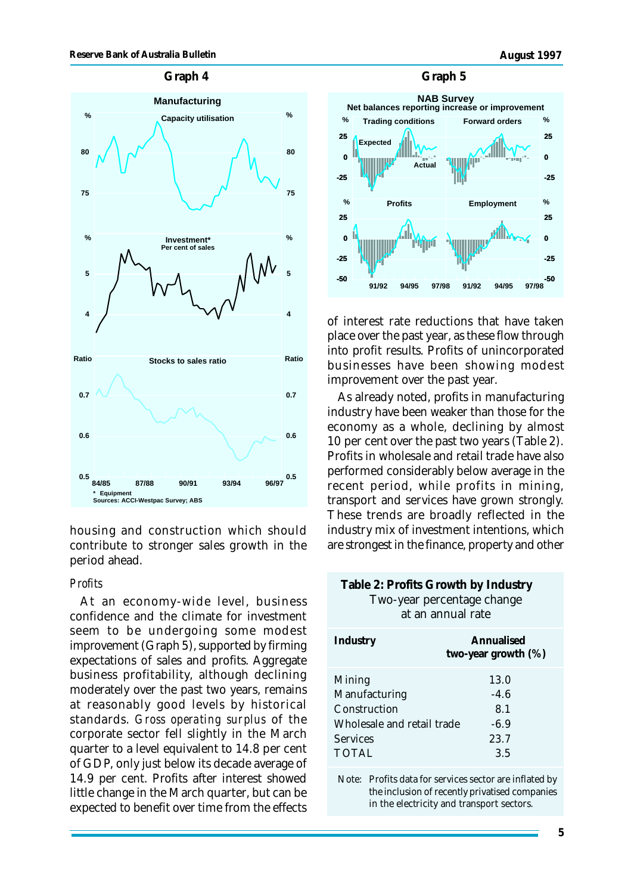**Graph 4**

**Graph 5**

housing and construction which should contribute to stronger sales growth in the period ahead.

*Profits*

At an economy-wide level, business confidence and the climate for investment seem to be undergoing some modest improvement (Graph 5), supported by firming expectations of sales and profits. Aggregate business profitability, although declining moderately over the past two years, remains at reasonably good levels by historical standards. *Gross operating surplus* of the corporate sector fell slightly in the March quarter to a level equivalent to 14.8 per cent of GDP, only just below its decade average of 14.9 per cent. Profits after interest showed little change in the March quarter, but can be expected to benefit over time from the effects of interest rate reductions that have taken place over the past year, as these flow through into profit results. Profits of unincorporated businesses have been showing modest improvement over the past year.

As already noted, profits in manufacturing industry have been weaker than those for the economy as a whole, declining by almost 10 per cent over the past two years (Table 2). Profits in wholesale and retail trade have also performed considerably below average in the recent period, while profits in mining, transport and services have grown strongly. These trends are broadly reflected in the industry mix of investment intentions, which are strongest in the finance, property and other

**Table 2: Profits Growth by Industry**
Two-year percentage change at an annual rate

| Industry | Annualised two-year growth (%) |
|---|---|
| Mining | 13.0 |
| Manufacturing | -4.6 |
| Construction | 8.1 |
| Wholesale and retail trade | -6.9 |
| Services | 23.7 |
| TOTAL | 3.5 |

Note: Profits data for services sector are inflated by the inclusion of recently privatised companies in the electricity and transport sectors.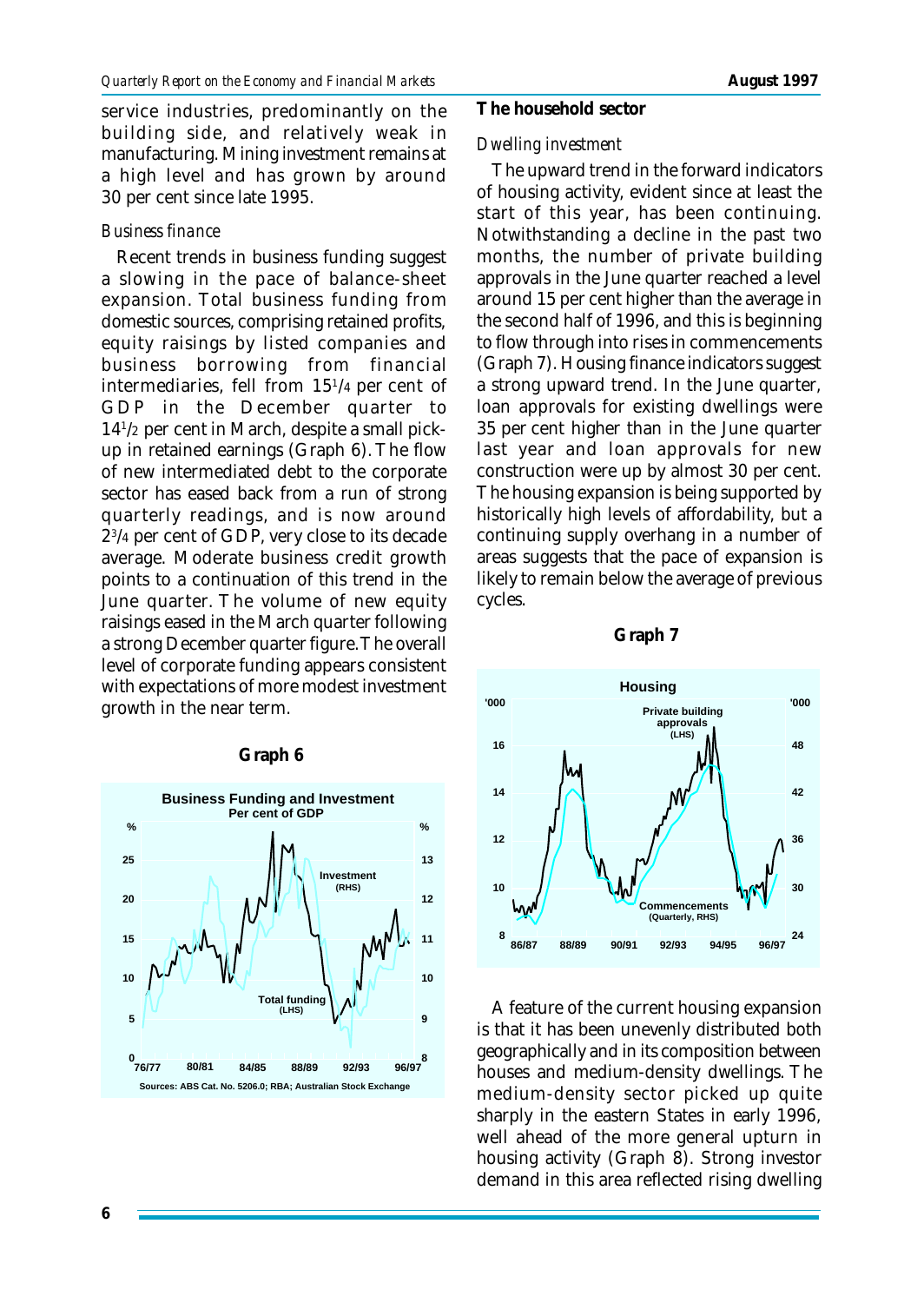service industries, predominantly on the building side, and relatively weak in manufacturing. Mining investment remains at a high level and has grown by around 30 per cent since late 1995.

*Business finance*

Recent trends in business funding suggest a slowing in the pace of balance-sheet expansion. Total business funding from domestic sources, comprising retained profits, equity raisings by listed companies and business borrowing from financial intermediaries, fell from 15¼ per cent of GDP in the December quarter to 14½ per cent in March, despite a small pick-up in retained earnings (Graph 6). The flow of new intermediated debt to the corporate sector has eased back from a run of strong quarterly readings, and is now around 2¾ per cent of GDP, very close to its decade average. Moderate business credit growth points to a continuation of this trend in the June quarter. The volume of new equity raisings eased in the March quarter following a strong December quarter figure. The overall level of corporate funding appears consistent with expectations of more modest investment growth in the near term.

**Graph 6**

**Business Funding and Investment**
Per cent of GDP

Sources: ABS Cat. No. 5206.0; RBA; Australian Stock Exchange

## The household sector

*Dwelling investment*

The upward trend in the forward indicators of housing activity, evident since at least the start of this year, has been continuing. Notwithstanding a decline in the past two months, the number of private building approvals in the June quarter reached a level around 15 per cent higher than the average in the second half of 1996, and this is beginning to flow through into rises in commencements (Graph 7). Housing finance indicators suggest a strong upward trend. In the June quarter, loan approvals for existing dwellings were 35 per cent higher than in the June quarter last year and loan approvals for new construction were up by almost 30 per cent. The housing expansion is being supported by historically high levels of affordability, but a continuing supply overhang in a number of areas suggests that the pace of expansion is likely to remain below the average of previous cycles.

**Graph 7**

**Housing**

A feature of the current housing expansion is that it has been unevenly distributed both geographically and in its composition between houses and medium-density dwellings. The medium-density sector picked up quite sharply in the eastern States in early 1996, well ahead of the more general upturn in housing activity (Graph 8). Strong investor demand in this area reflected rising dwelling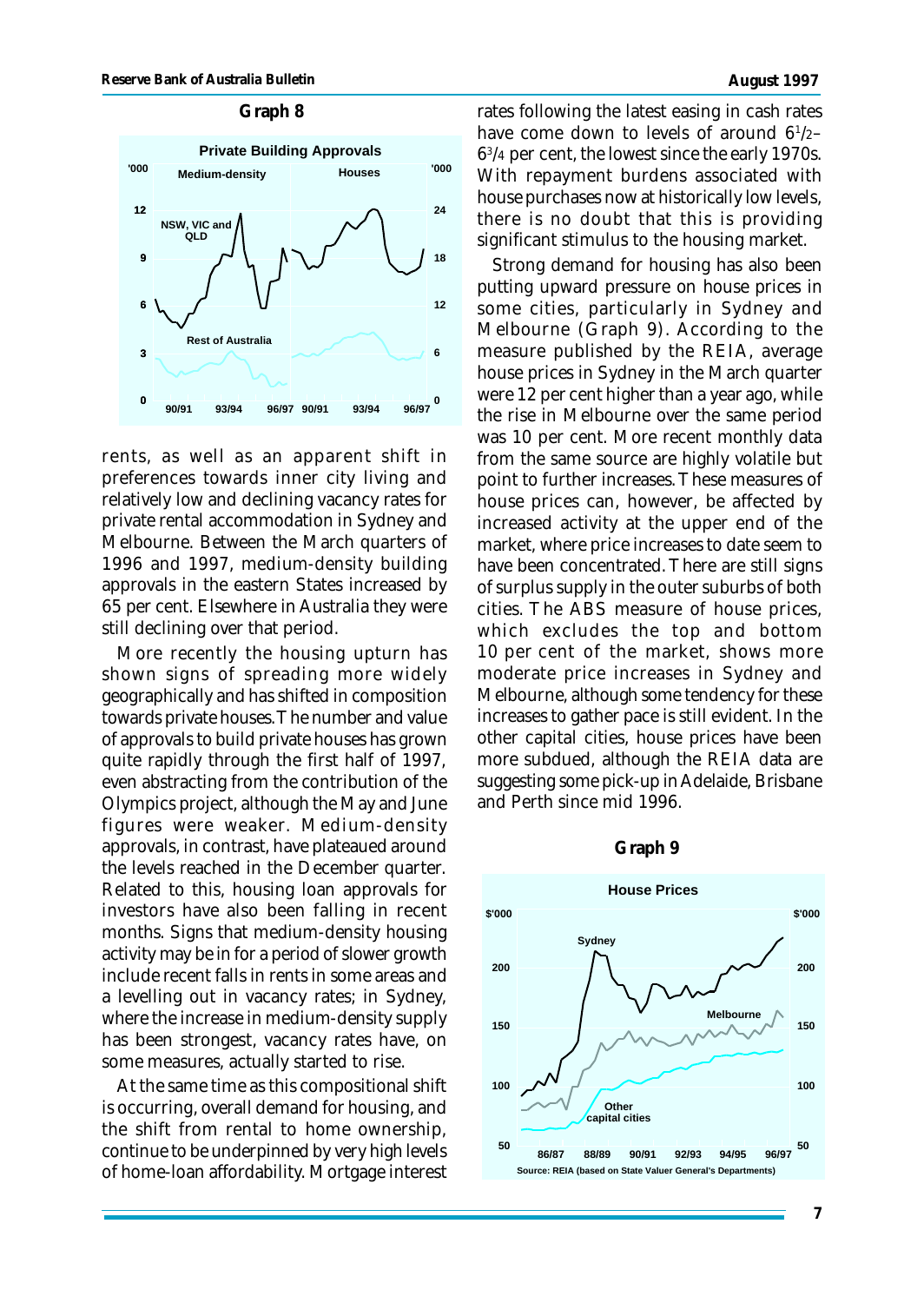**Graph 8**

**Graph 9**

rents, as well as an apparent shift in preferences towards inner city living and relatively low and declining vacancy rates for private rental accommodation in Sydney and Melbourne. Between the March quarters of 1996 and 1997, medium-density building approvals in the eastern States increased by 65 per cent. Elsewhere in Australia they were still declining over that period.

More recently the housing upturn has shown signs of spreading more widely geographically and has shifted in composition towards private houses. The number and value of approvals to build private houses has grown quite rapidly through the first half of 1997, even abstracting from the contribution of the Olympics project, although the May and June figures were weaker. Medium-density approvals, in contrast, have plateaued around the levels reached in the December quarter. Related to this, housing loan approvals for investors have also been falling in recent months. Signs that medium-density housing activity may be in for a period of slower growth include recent falls in rents in some areas and a levelling out in vacancy rates; in Sydney, where the increase in medium-density supply has been strongest, vacancy rates have, on some measures, actually started to rise.

At the same time as this compositional shift is occurring, overall demand for housing, and the shift from rental to home ownership, continue to be underpinned by very high levels of home-loan affordability. Mortgage interest rates following the latest easing in cash rates have come down to levels of around $6^{1}/_{2}$–$6^{3}/_{4}$ per cent, the lowest since the early 1970s. With repayment burdens associated with house purchases now at historically low levels, there is no doubt that this is providing significant stimulus to the housing market.

Strong demand for housing has also been putting upward pressure on house prices in some cities, particularly in Sydney and Melbourne (Graph 9). According to the measure published by the REIA, average house prices in Sydney in the March quarter were 12 per cent higher than a year ago, while the rise in Melbourne over the same period was 10 per cent. More recent monthly data from the same source are highly volatile but point to further increases. These measures of house prices can, however, be affected by increased activity at the upper end of the market, where price increases to date seem to have been concentrated. There are still signs of surplus supply in the outer suburbs of both cities. The ABS measure of house prices, which excludes the top and bottom 10 per cent of the market, shows more moderate price increases in Sydney and Melbourne, although some tendency for these increases to gather pace is still evident. In the other capital cities, house prices have been more subdued, although the REIA data are suggesting some pick-up in Adelaide, Brisbane and Perth since mid 1996.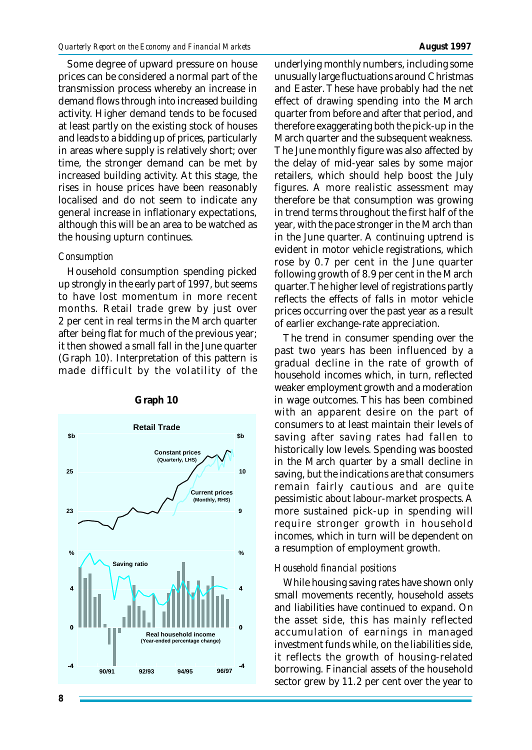Some degree of upward pressure on house prices can be considered a normal part of the transmission process whereby an increase in demand flows through into increased building activity. Higher demand tends to be focused at least partly on the existing stock of houses and leads to a bidding up of prices, particularly in areas where supply is relatively short; over time, the stronger demand can be met by increased building activity. At this stage, the rises in house prices have been reasonably localised and do not seem to indicate any general increase in inflationary expectations, although this will be an area to be watched as the housing upturn continues.

*Consumption*

Household consumption spending picked up strongly in the early part of 1997, but seems to have lost momentum in more recent months. Retail trade grew by just over 2 per cent in real terms in the March quarter after being flat for much of the previous year; it then showed a small fall in the June quarter (Graph 10). Interpretation of this pattern is made difficult by the volatility of the underlying monthly numbers, including some unusually large fluctuations around Christmas and Easter. These have probably had the net effect of drawing spending into the March quarter from before and after that period, and therefore exaggerating both the pick-up in the March quarter and the subsequent weakness. The June monthly figure was also affected by the delay of mid-year sales by some major retailers, which should help boost the July figures. A more realistic assessment may therefore be that consumption was growing in trend terms throughout the first half of the year, with the pace stronger in the March than in the June quarter. A continuing uptrend is evident in motor vehicle registrations, which rose by 0.7 per cent in the June quarter following growth of 8.9 per cent in the March quarter. The higher level of registrations partly reflects the effects of falls in motor vehicle prices occurring over the past year as a result of earlier exchange-rate appreciation.

**Graph 10**

The trend in consumer spending over the past two years has been influenced by a gradual decline in the rate of growth of household incomes which, in turn, reflected weaker employment growth and a moderation in wage outcomes. This has been combined with an apparent desire on the part of consumers to at least maintain their levels of saving after saving rates had fallen to historically low levels. Spending was boosted in the March quarter by a small decline in saving, but the indications are that consumers remain fairly cautious and are quite pessimistic about labour-market prospects. A more sustained pick-up in spending will require stronger growth in household incomes, which in turn will be dependent on a resumption of employment growth.

*Household financial positions*

While housing saving rates have shown only small movements recently, household assets and liabilities have continued to expand. On the asset side, this has mainly reflected accumulation of earnings in managed investment funds while, on the liabilities side, it reflects the growth of housing-related borrowing. Financial assets of the household sector grew by 11.2 per cent over the year to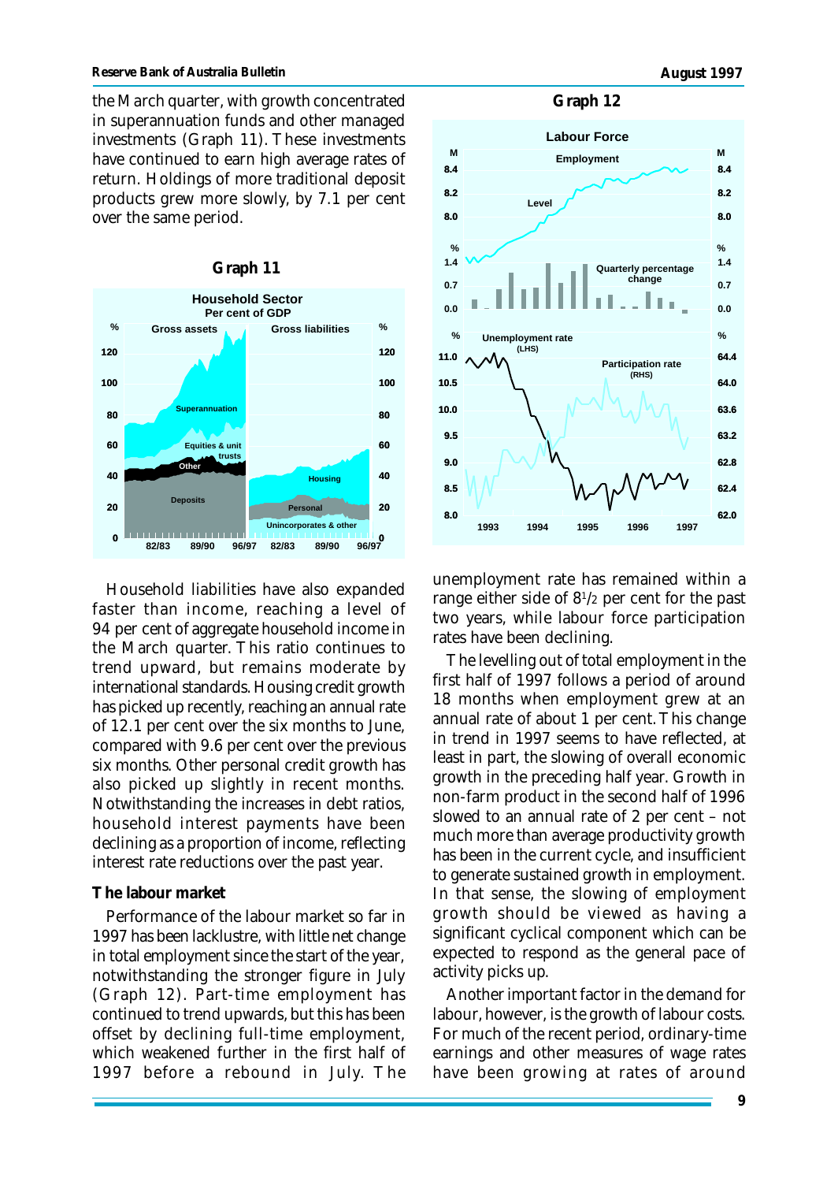the March quarter, with growth concentrated in superannuation funds and other managed investments (Graph 11). These investments have continued to earn high average rates of return. Holdings of more traditional deposit products grew more slowly, by 7.1 per cent over the same period.

**Graph 11**

**Graph 12**

Household liabilities have also expanded faster than income, reaching a level of 94 per cent of aggregate household income in the March quarter. This ratio continues to trend upward, but remains moderate by international standards. Housing credit growth has picked up recently, reaching an annual rate of 12.1 per cent over the six months to June, compared with 9.6 per cent over the previous six months. Other personal credit growth has also picked up slightly in recent months. Notwithstanding the increases in debt ratios, household interest payments have been declining as a proportion of income, reflecting interest rate reductions over the past year.

### The labour market

Performance of the labour market so far in 1997 has been lacklustre, with little net change in total employment since the start of the year, notwithstanding the stronger figure in July (Graph 12). Part-time employment has continued to trend upwards, but this has been offset by declining full-time employment, which weakened further in the first half of 1997 before a rebound in July. The unemployment rate has remained within a range either side of 8½ per cent for the past two years, while labour force participation rates have been declining.

The levelling out of total employment in the first half of 1997 follows a period of around 18 months when employment grew at an annual rate of about 1 per cent. This change in trend in 1997 seems to have reflected, at least in part, the slowing of overall economic growth in the preceding half year. Growth in non-farm product in the second half of 1996 slowed to an annual rate of 2 per cent – not much more than average productivity growth has been in the current cycle, and insufficient to generate sustained growth in employment. In that sense, the slowing of employment growth should be viewed as having a significant cyclical component which can be expected to respond as the general pace of activity picks up.

Another important factor in the demand for labour, however, is the growth of labour costs. For much of the recent period, ordinary-time earnings and other measures of wage rates have been growing at rates of around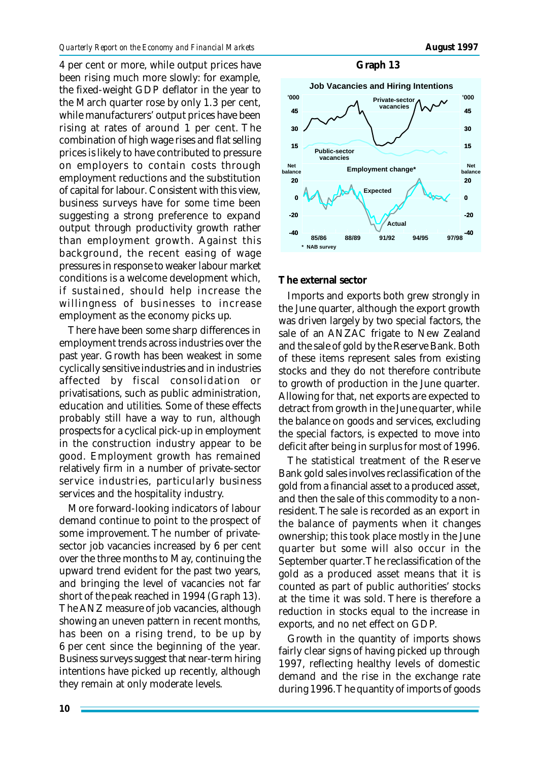4 per cent or more, while output prices have been rising much more slowly: for example, the fixed-weight GDP deflator in the year to the March quarter rose by only 1.3 per cent, while manufacturers' output prices have been rising at rates of around 1 per cent. The combination of high wage rises and flat selling prices is likely to have contributed to pressure on employers to contain costs through employment reductions and the substitution of capital for labour. Consistent with this view, business surveys have for some time been suggesting a strong preference to expand output through productivity growth rather than employment growth. Against this background, the recent easing of wage pressures in response to weaker labour market conditions is a welcome development which, if sustained, should help increase the willingness of businesses to increase employment as the economy picks up.

There have been some sharp differences in employment trends across industries over the past year. Growth has been weakest in some cyclically sensitive industries and in industries affected by fiscal consolidation or privatisations, such as public administration, education and utilities. Some of these effects probably still have a way to run, although prospects for a cyclical pick-up in employment in the construction industry appear to be good. Employment growth has remained relatively firm in a number of private-sector service industries, particularly business services and the hospitality industry.

More forward-looking indicators of labour demand continue to point to the prospect of some improvement. The number of private-sector job vacancies increased by 6 per cent over the three months to May, continuing the upward trend evident for the past two years, and bringing the level of vacancies not far short of the peak reached in 1994 (Graph 13). The ANZ measure of job vacancies, although showing an uneven pattern in recent months, has been on a rising trend, to be up by 6 per cent since the beginning of the year. Business surveys suggest that near-term hiring intentions have picked up recently, although they remain at only moderate levels.

**Graph 13**

**Job Vacancies and Hiring Intentions**

\* NAB survey

### The external sector

Imports and exports both grew strongly in the June quarter, although the export growth was driven largely by two special factors, the sale of an ANZAC frigate to New Zealand and the sale of gold by the Reserve Bank. Both of these items represent sales from existing stocks and they do not therefore contribute to growth of production in the June quarter. Allowing for that, net exports are expected to detract from growth in the June quarter, while the balance on goods and services, excluding the special factors, is expected to move into deficit after being in surplus for most of 1996.

The statistical treatment of the Reserve Bank gold sales involves reclassification of the gold from a financial asset to a produced asset, and then the sale of this commodity to a non-resident. The sale is recorded as an export in the balance of payments when it changes ownership; this took place mostly in the June quarter but some will also occur in the September quarter. The reclassification of the gold as a produced asset means that it is counted as part of public authorities' stocks at the time it was sold. There is therefore a reduction in stocks equal to the increase in exports, and no net effect on GDP.

Growth in the quantity of imports shows fairly clear signs of having picked up through 1997, reflecting healthy levels of domestic demand and the rise in the exchange rate during 1996. The quantity of imports of goods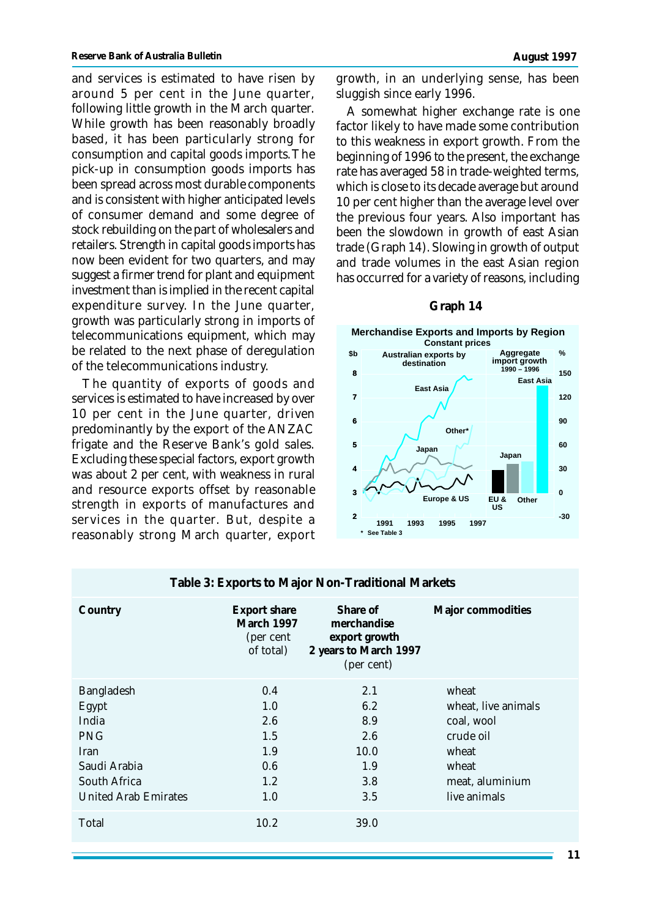and services is estimated to have risen by around 5 per cent in the June quarter, following little growth in the March quarter. While growth has been reasonably broadly based, it has been particularly strong for consumption and capital goods imports. The pick-up in consumption goods imports has been spread across most durable components and is consistent with higher anticipated levels of consumer demand and some degree of stock rebuilding on the part of wholesalers and retailers. Strength in capital goods imports has now been evident for two quarters, and may suggest a firmer trend for plant and equipment investment than is implied in the recent capital expenditure survey. In the June quarter, growth was particularly strong in imports of telecommunications equipment, which may be related to the next phase of deregulation of the telecommunications industry.

The quantity of exports of goods and services is estimated to have increased by over 10 per cent in the June quarter, driven predominantly by the export of the ANZAC frigate and the Reserve Bank's gold sales. Excluding these special factors, export growth was about 2 per cent, with weakness in rural and resource exports offset by reasonable strength in exports of manufactures and services in the quarter. But, despite a reasonably strong March quarter, export growth, in an underlying sense, has been sluggish since early 1996.

A somewhat higher exchange rate is one factor likely to have made some contribution to this weakness in export growth. From the beginning of 1996 to the present, the exchange rate has averaged 58 in trade-weighted terms, which is close to its decade average but around 10 per cent higher than the average level over the previous four years. Also important has been the slowdown in growth of east Asian trade (Graph 14). Slowing in growth of output and trade volumes in the east Asian region has occurred for a variety of reasons, including

**Graph 14**

**Merchandise Exports and Imports by Region**
Constant prices

\* See Table 3

**Table 3: Exports to Major Non-Traditional Markets**

| Country | Export share March 1997 (per cent of total) | Share of merchandise export growth 2 years to March 1997 (per cent) | Major commodities |
|---|---|---|---|
| Bangladesh | 0.4 | 2.1 | wheat |
| Egypt | 1.0 | 6.2 | wheat, live animals |
| India | 2.6 | 8.9 | coal, wool |
| PNG | 1.5 | 2.6 | crude oil |
| Iran | 1.9 | 10.0 | wheat |
| Saudi Arabia | 0.6 | 1.9 | wheat |
| South Africa | 1.2 | 3.8 | meat, aluminium |
| United Arab Emirates | 1.0 | 3.5 | live animals |
| Total | 10.2 | 39.0 | |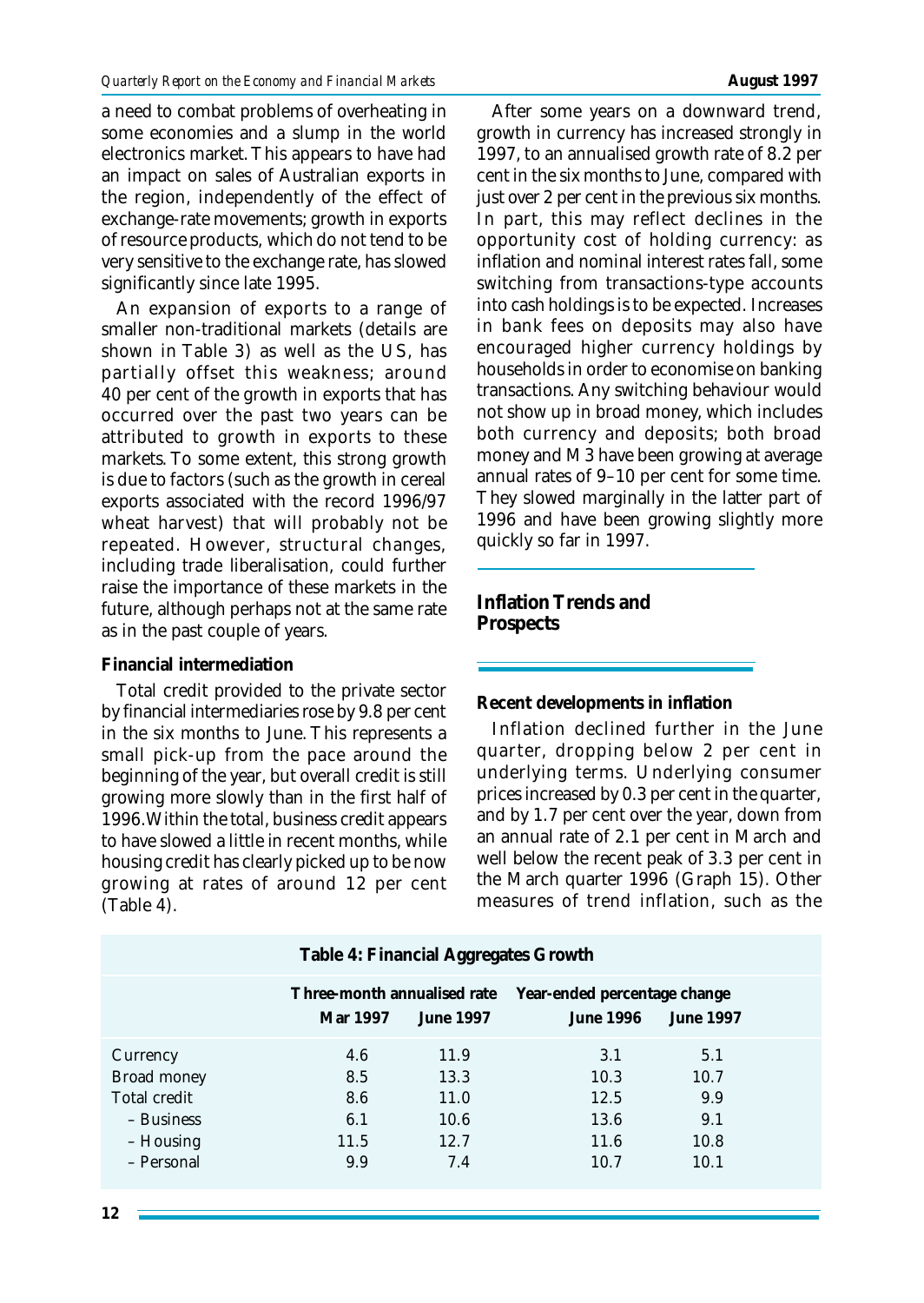a need to combat problems of overheating in some economies and a slump in the world electronics market. This appears to have had an impact on sales of Australian exports in the region, independently of the effect of exchange-rate movements; growth in exports of resource products, which do not tend to be very sensitive to the exchange rate, has slowed significantly since late 1995.

An expansion of exports to a range of smaller non-traditional markets (details are shown in Table 3) as well as the US, has partially offset this weakness; around 40 per cent of the growth in exports that has occurred over the past two years can be attributed to growth in exports to these markets. To some extent, this strong growth is due to factors (such as the growth in cereal exports associated with the record 1996/97 wheat harvest) that will probably not be repeated. However, structural changes, including trade liberalisation, could further raise the importance of these markets in the future, although perhaps not at the same rate as in the past couple of years.

### Financial intermediation

Total credit provided to the private sector by financial intermediaries rose by 9.8 per cent in the six months to June. This represents a small pick-up from the pace around the beginning of the year, but overall credit is still growing more slowly than in the first half of 1996. Within the total, business credit appears to have slowed a little in recent months, while housing credit has clearly picked up to be now growing at rates of around 12 per cent (Table 4).

After some years on a downward trend, growth in currency has increased strongly in 1997, to an annualised growth rate of 8.2 per cent in the six months to June, compared with just over 2 per cent in the previous six months. In part, this may reflect declines in the opportunity cost of holding currency: as inflation and nominal interest rates fall, some switching from transactions-type accounts into cash holdings is to be expected. Increases in bank fees on deposits may also have encouraged higher currency holdings by households in order to economise on banking transactions. Any switching behaviour would not show up in broad money, which includes both currency and deposits; both broad money and M3 have been growing at average annual rates of 9–10 per cent for some time. They slowed marginally in the latter part of 1996 and have been growing slightly more quickly so far in 1997.

## Inflation Trends and Prospects

### Recent developments in inflation

Inflation declined further in the June quarter, dropping below 2 per cent in underlying terms. Underlying consumer prices increased by 0.3 per cent in the quarter, and by 1.7 per cent over the year, down from an annual rate of 2.1 per cent in March and well below the recent peak of 3.3 per cent in the March quarter 1996 (Graph 15). Other measures of trend inflation, such as the

**Table 4: Financial Aggregates Growth**

| | Three-month annualised rate | | Year-ended percentage change | |
|---|---|---|---|---|
| | Mar 1997 | June 1997 | June 1996 | June 1997 |
| Currency | 4.6 | 11.9 | 3.1 | 5.1 |
| Broad money | 8.5 | 13.3 | 10.3 | 10.7 |
| Total credit | 8.6 | 11.0 | 12.5 | 9.9 |
| – Business | 6.1 | 10.6 | 13.6 | 9.1 |
| – Housing | 11.5 | 12.7 | 11.6 | 10.8 |
| – Personal | 9.9 | 7.4 | 10.7 | 10.1 |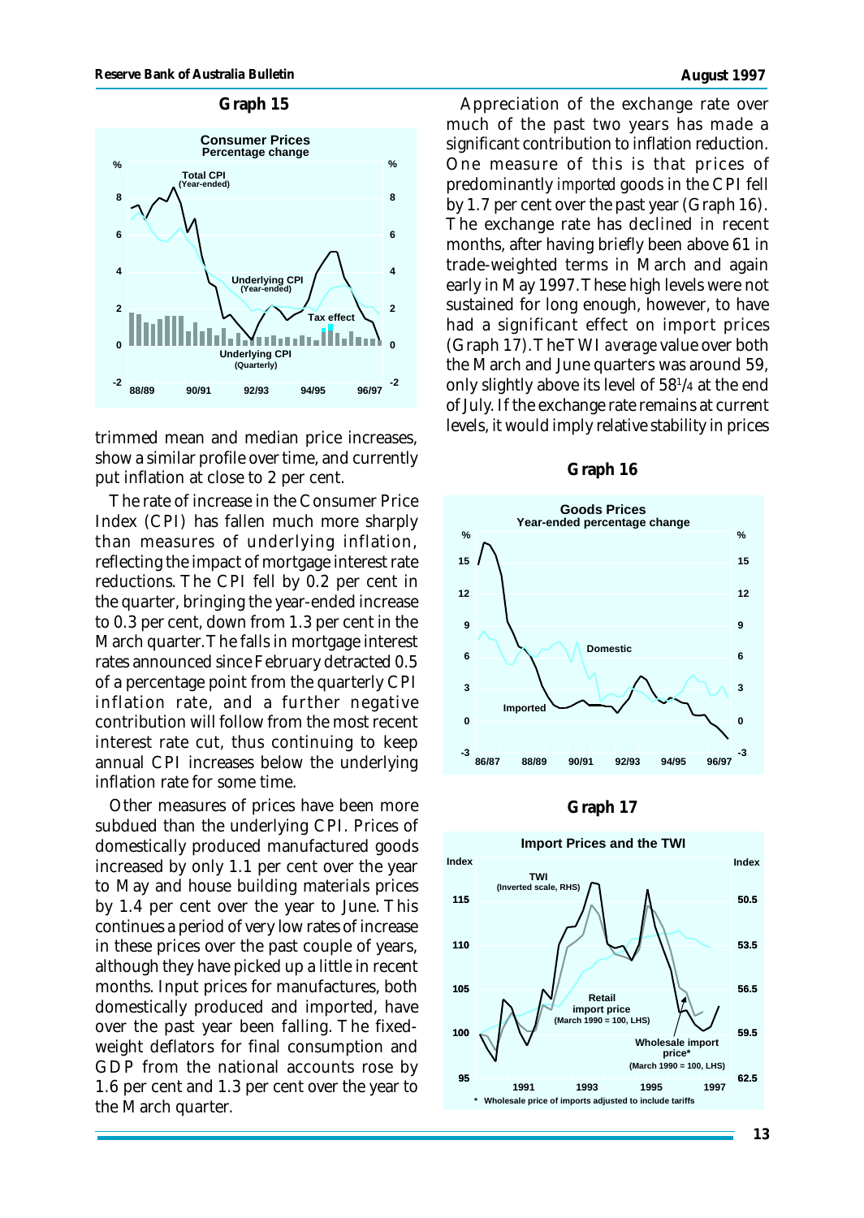**Graph 15**

trimmed mean and median price increases, show a similar profile over time, and currently put inflation at close to 2 per cent.

The rate of increase in the Consumer Price Index (CPI) has fallen much more sharply than measures of underlying inflation, reflecting the impact of mortgage interest rate reductions. The CPI fell by 0.2 per cent in the quarter, bringing the year-ended increase to 0.3 per cent, down from 1.3 per cent in the March quarter. The falls in mortgage interest rates announced since February detracted 0.5 of a percentage point from the quarterly CPI inflation rate, and a further negative contribution will follow from the most recent interest rate cut, thus continuing to keep annual CPI increases below the underlying inflation rate for some time.

Other measures of prices have been more subdued than the underlying CPI. Prices of domestically produced manufactured goods increased by only 1.1 per cent over the year to May and house building materials prices by 1.4 per cent over the year to June. This continues a period of very low rates of increase in these prices over the past couple of years, although they have picked up a little in recent months. Input prices for manufactures, both domestically produced and imported, have over the past year been falling. The fixed-weight deflators for final consumption and GDP from the national accounts rose by 1.6 per cent and 1.3 per cent over the year to the March quarter.

Appreciation of the exchange rate over much of the past two years has made a significant contribution to inflation reduction. One measure of this is that prices of predominantly *imported* goods in the CPI fell by 1.7 per cent over the past year (Graph 16). The exchange rate has declined in recent months, after having briefly been above 61 in trade-weighted terms in March and again early in May 1997. These high levels were not sustained for long enough, however, to have had a significant effect on import prices (Graph 17). The TWI *average* value over both the March and June quarters was around 59, only slightly above its level of 58¼ at the end of July. If the exchange rate remains at current levels, it would imply relative stability in prices

**Graph 16**

**Graph 17**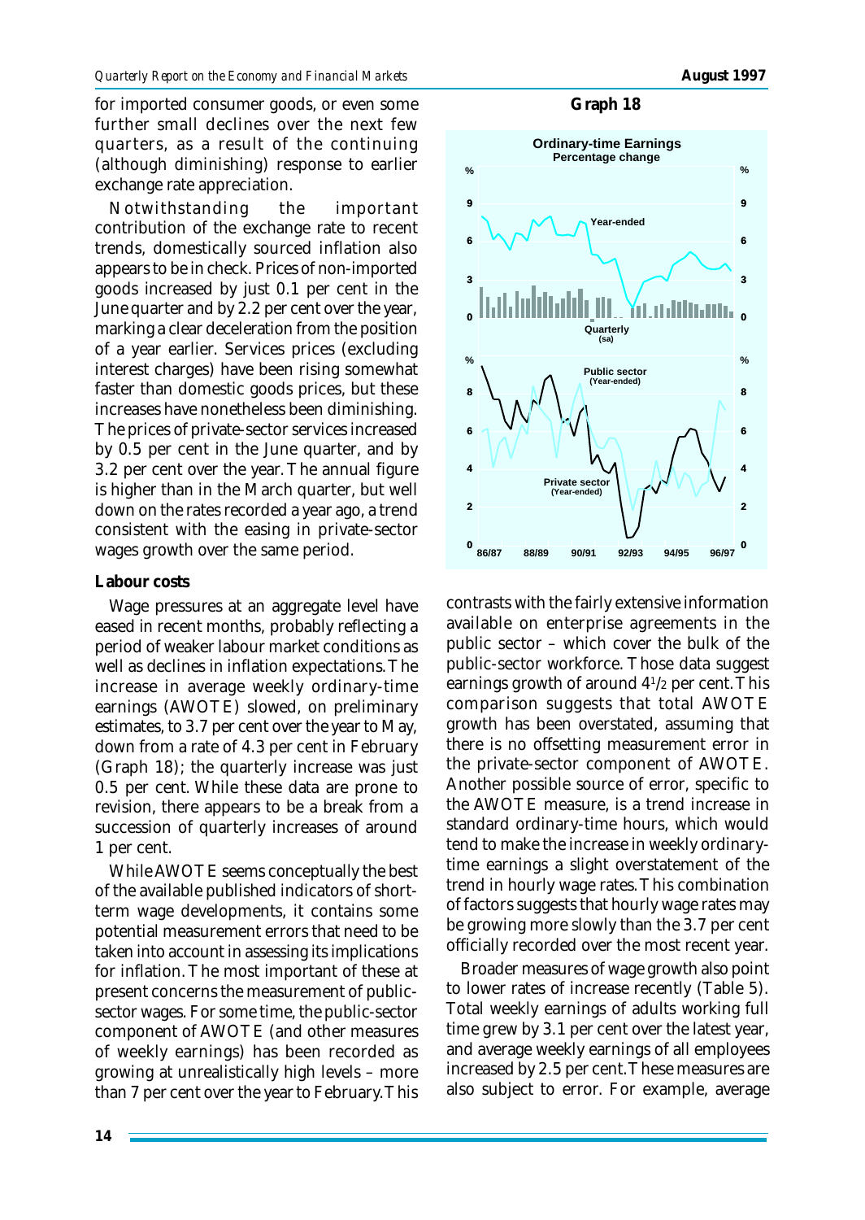for imported consumer goods, or even some further small declines over the next few quarters, as a result of the continuing (although diminishing) response to earlier exchange rate appreciation.

Notwithstanding the important contribution of the exchange rate to recent trends, domestically sourced inflation also appears to be in check. Prices of non-imported goods increased by just 0.1 per cent in the June quarter and by 2.2 per cent over the year, marking a clear deceleration from the position of a year earlier. Services prices (excluding interest charges) have been rising somewhat faster than domestic goods prices, but these increases have nonetheless been diminishing. The prices of private-sector services increased by 0.5 per cent in the June quarter, and by 3.2 per cent over the year. The annual figure is higher than in the March quarter, but well down on the rates recorded a year ago, a trend consistent with the easing in private-sector wages growth over the same period.

**Labour costs**

Wage pressures at an aggregate level have eased in recent months, probably reflecting a period of weaker labour market conditions as well as declines in inflation expectations. The increase in average weekly ordinary-time earnings (AWOTE) slowed, on preliminary estimates, to 3.7 per cent over the year to May, down from a rate of 4.3 per cent in February (Graph 18); the quarterly increase was just 0.5 per cent. While these data are prone to revision, there appears to be a break from a succession of quarterly increases of around 1 per cent.

While AWOTE seems conceptually the best of the available published indicators of short-term wage developments, it contains some potential measurement errors that need to be taken into account in assessing its implications for inflation. The most important of these at present concerns the measurement of public-sector wages. For some time, the public-sector component of AWOTE (and other measures of weekly earnings) has been recorded as growing at unrealistically high levels – more than 7 per cent over the year to February. This contrasts with the fairly extensive information available on enterprise agreements in the public sector – which cover the bulk of the public-sector workforce. Those data suggest earnings growth of around 4½ per cent. This comparison suggests that total AWOTE growth has been overstated, assuming that there is no offsetting measurement error in the private-sector component of AWOTE. Another possible source of error, specific to the AWOTE measure, is a trend increase in standard ordinary-time hours, which would tend to make the increase in weekly ordinary-time earnings a slight overstatement of the trend in hourly wage rates. This combination of factors suggests that hourly wage rates may be growing more slowly than the 3.7 per cent officially recorded over the most recent year.

Broader measures of wage growth also point to lower rates of increase recently (Table 5). Total weekly earnings of adults working full time grew by 3.1 per cent over the latest year, and average weekly earnings of all employees increased by 2.5 per cent. These measures are also subject to error. For example, average

**Graph 18**

Ordinary-time Earnings
Percentage change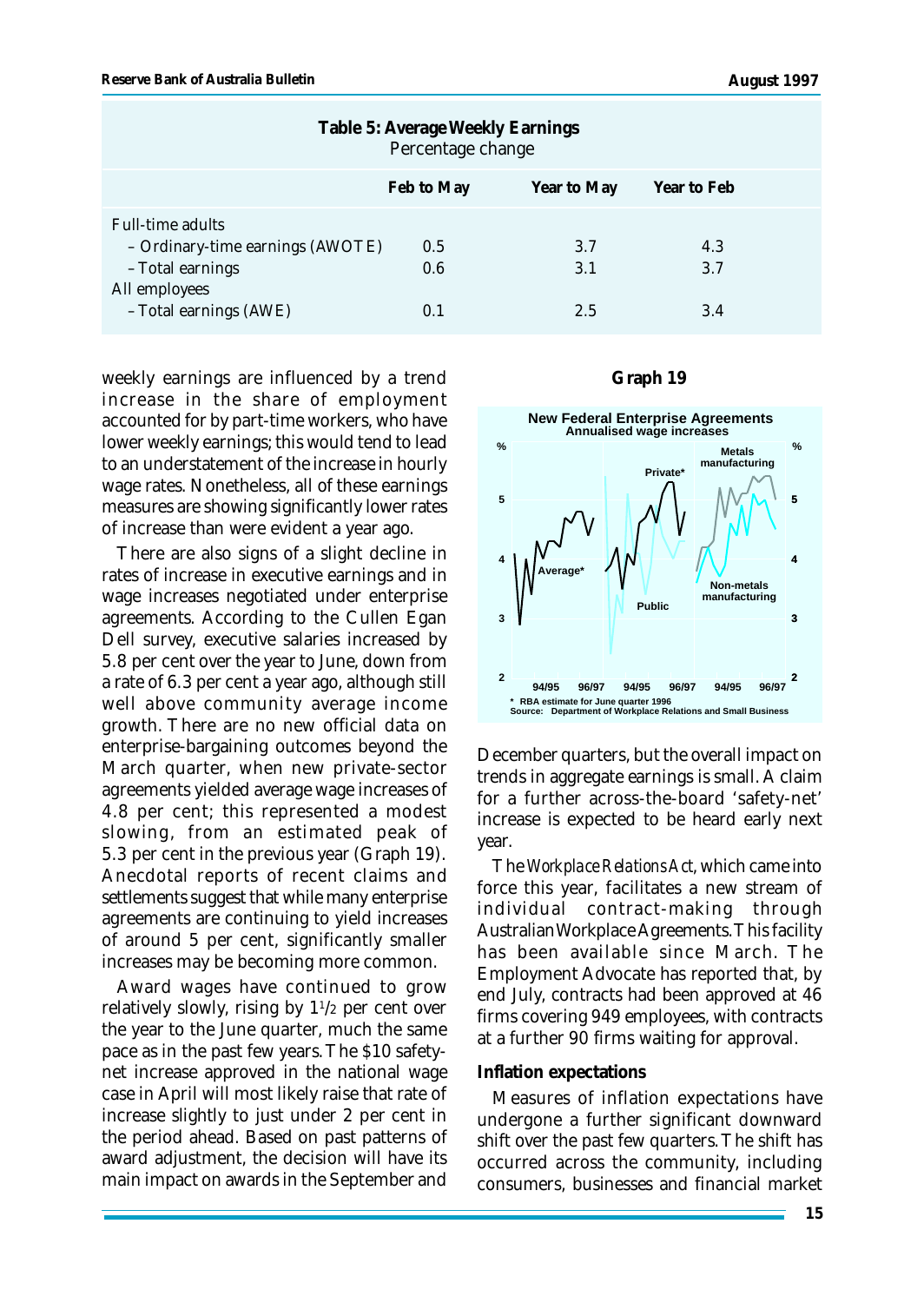**Table 5: Average Weekly Earnings**
Percentage change

| | Feb to May | Year to May | Year to Feb |
|---|---|---|---|
| Full-time adults | | | |
| – Ordinary-time earnings (AWOTE) | 0.5 | 3.7 | 4.3 |
| – Total earnings | 0.6 | 3.1 | 3.7 |
| All employees | | | |
| – Total earnings (AWE) | 0.1 | 2.5 | 3.4 |

weekly earnings are influenced by a trend increase in the share of employment accounted for by part-time workers, who have lower weekly earnings; this would tend to lead to an understatement of the increase in hourly wage rates. Nonetheless, all of these earnings measures are showing significantly lower rates of increase than were evident a year ago.

There are also signs of a slight decline in rates of increase in executive earnings and in wage increases negotiated under enterprise agreements. According to the Cullen Egan Dell survey, executive salaries increased by 5.8 per cent over the year to June, down from a rate of 6.3 per cent a year ago, although still well above community average income growth. There are no new official data on enterprise-bargaining outcomes beyond the March quarter, when new private-sector agreements yielded average wage increases of 4.8 per cent; this represented a modest slowing, from an estimated peak of 5.3 per cent in the previous year (Graph 19). Anecdotal reports of recent claims and settlements suggest that while many enterprise agreements are continuing to yield increases of around 5 per cent, significantly smaller increases may be becoming more common.

Award wages have continued to grow relatively slowly, rising by 1½ per cent over the year to the June quarter, much the same pace as in the past few years. The $10 safety-net increase approved in the national wage case in April will most likely raise that rate of increase slightly to just under 2 per cent in the period ahead. Based on past patterns of award adjustment, the decision will have its main impact on awards in the September and December quarters, but the overall impact on trends in aggregate earnings is small. A claim for a further across-the-board 'safety-net' increase is expected to be heard early next year.

**Graph 19**

The *Workplace Relations Act*, which came into force this year, facilitates a new stream of individual contract-making through Australian Workplace Agreements. This facility has been available since March. The Employment Advocate has reported that, by end July, contracts had been approved at 46 firms covering 949 employees, with contracts at a further 90 firms waiting for approval.

### Inflation expectations

Measures of inflation expectations have undergone a further significant downward shift over the past few quarters. The shift has occurred across the community, including consumers, businesses and financial market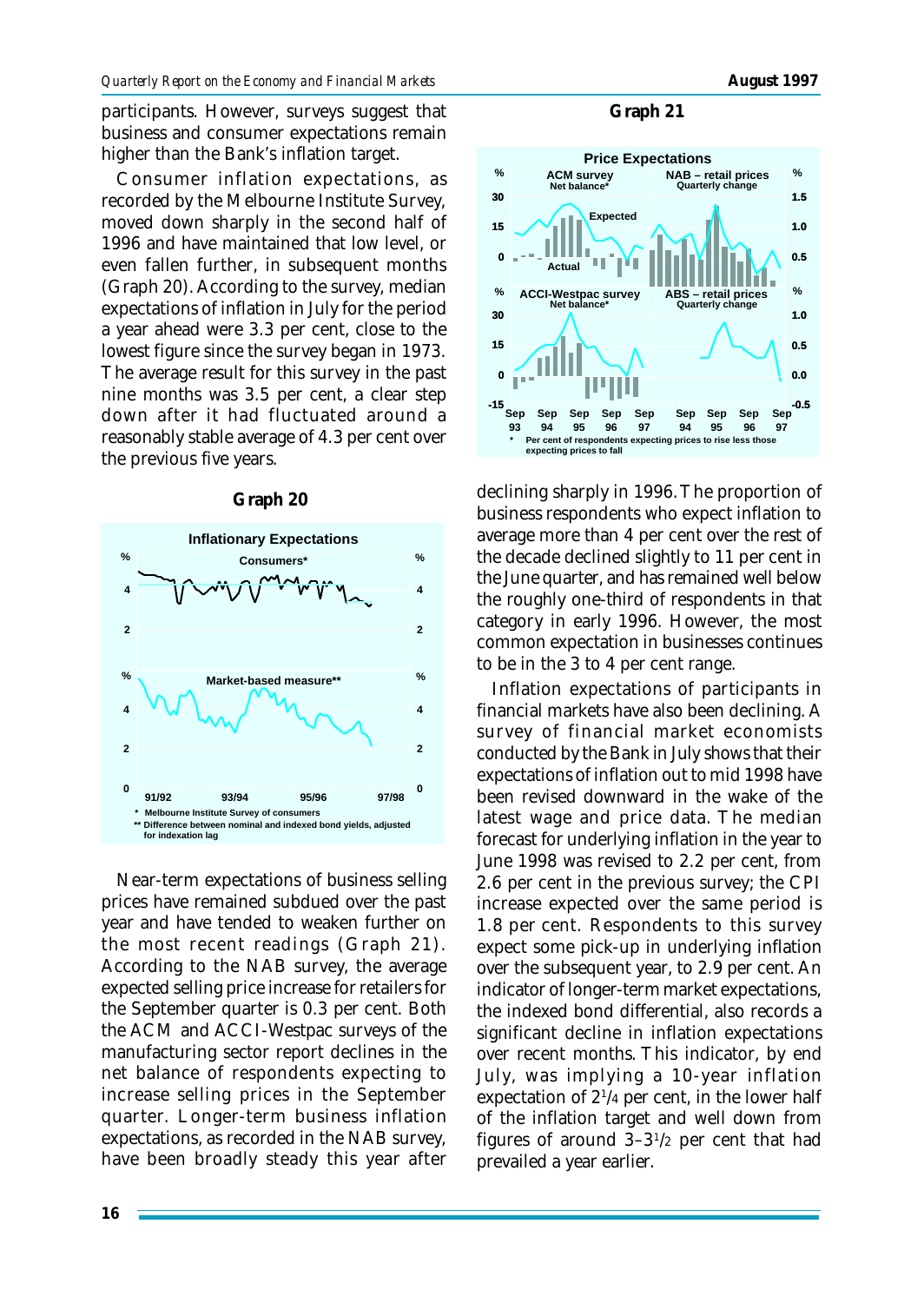participants. However, surveys suggest that business and consumer expectations remain higher than the Bank's inflation target.

Consumer inflation expectations, as recorded by the Melbourne Institute Survey, moved down sharply in the second half of 1996 and have maintained that low level, or even fallen further, in subsequent months (Graph 20). According to the survey, median expectations of inflation in July for the period a year ahead were 3.3 per cent, close to the lowest figure since the survey began in 1973. The average result for this survey in the past nine months was 3.5 per cent, a clear step down after it had fluctuated around a reasonably stable average of 4.3 per cent over the previous five years.

**Graph 20**

**Inflationary Expectations**

\* Melbourne Institute Survey of consumers

\*\* Difference between nominal and indexed bond yields, adjusted for indexation lag

Near-term expectations of business selling prices have remained subdued over the past year and have tended to weaken further on the most recent readings (Graph 21). According to the NAB survey, the average expected selling price increase for retailers for the September quarter is 0.3 per cent. Both the ACM and ACCI-Westpac surveys of the manufacturing sector report declines in the net balance of respondents expecting to increase selling prices in the September quarter. Longer-term business inflation expectations, as recorded in the NAB survey, have been broadly steady this year after declining sharply in 1996. The proportion of business respondents who expect inflation to average more than 4 per cent over the rest of the decade declined slightly to 11 per cent in the June quarter, and has remained well below the roughly one-third of respondents in that category in early 1996. However, the most common expectation in businesses continues to be in the 3 to 4 per cent range.

**Graph 21**

**Price Expectations**

\* Per cent of respondents expecting prices to rise less those expecting prices to fall

Inflation expectations of participants in financial markets have also been declining. A survey of financial market economists conducted by the Bank in July shows that their expectations of inflation out to mid 1998 have been revised downward in the wake of the latest wage and price data. The median forecast for underlying inflation in the year to June 1998 was revised to 2.2 per cent, from 2.6 per cent in the previous survey; the CPI increase expected over the same period is 1.8 per cent. Respondents to this survey expect some pick-up in underlying inflation over the subsequent year, to 2.9 per cent. An indicator of longer-term market expectations, the indexed bond differential, also records a significant decline in inflation expectations over recent months. This indicator, by end July, was implying a 10-year inflation expectation of 2¼ per cent, in the lower half of the inflation target and well down from figures of around 3–3½ per cent that had prevailed a year earlier.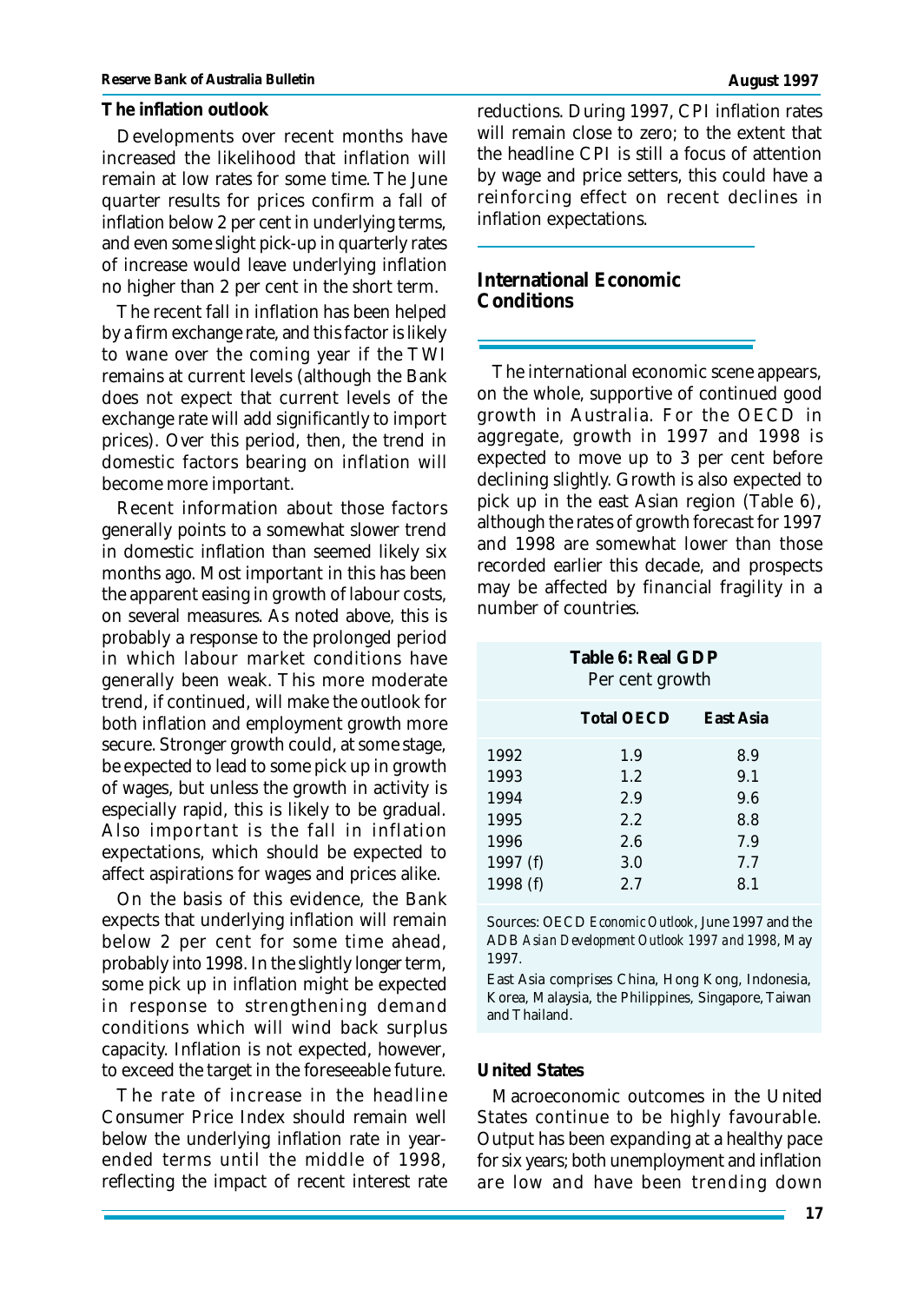### The inflation outlook

Developments over recent months have increased the likelihood that inflation will remain at low rates for some time. The June quarter results for prices confirm a fall of inflation below 2 per cent in underlying terms, and even some slight pick-up in quarterly rates of increase would leave underlying inflation no higher than 2 per cent in the short term.

The recent fall in inflation has been helped by a firm exchange rate, and this factor is likely to wane over the coming year if the TWI remains at current levels (although the Bank does not expect that current levels of the exchange rate will add significantly to import prices). Over this period, then, the trend in domestic factors bearing on inflation will become more important.

Recent information about those factors generally points to a somewhat slower trend in domestic inflation than seemed likely six months ago. Most important in this has been the apparent easing in growth of labour costs, on several measures. As noted above, this is probably a response to the prolonged period in which labour market conditions have generally been weak. This more moderate trend, if continued, will make the outlook for both inflation and employment growth more secure. Stronger growth could, at some stage, be expected to lead to some pick up in growth of wages, but unless the growth in activity is especially rapid, this is likely to be gradual. Also important is the fall in inflation expectations, which should be expected to affect aspirations for wages and prices alike.

On the basis of this evidence, the Bank expects that underlying inflation will remain below 2 per cent for some time ahead, probably into 1998. In the slightly longer term, some pick up in inflation might be expected in response to strengthening demand conditions which will wind back surplus capacity. Inflation is not expected, however, to exceed the target in the foreseeable future.

The rate of increase in the headline Consumer Price Index should remain well below the underlying inflation rate in year-ended terms until the middle of 1998, reflecting the impact of recent interest rate reductions. During 1997, CPI inflation rates will remain close to zero; to the extent that the headline CPI is still a focus of attention by wage and price setters, this could have a reinforcing effect on recent declines in inflation expectations.

## International Economic Conditions

The international economic scene appears, on the whole, supportive of continued good growth in Australia. For the OECD in aggregate, growth in 1997 and 1998 is expected to move up to 3 per cent before declining slightly. Growth is also expected to pick up in the east Asian region (Table 6), although the rates of growth forecast for 1997 and 1998 are somewhat lower than those recorded earlier this decade, and prospects may be affected by financial fragility in a number of countries.

**Table 6: Real GDP**
Per cent growth

| | Total OECD | East Asia |
|---|---|---|
| 1992 | 1.9 | 8.9 |
| 1993 | 1.2 | 9.1 |
| 1994 | 2.9 | 9.6 |
| 1995 | 2.2 | 8.8 |
| 1996 | 2.6 | 7.9 |
| 1997 (f) | 3.0 | 7.7 |
| 1998 (f) | 2.7 | 8.1 |

Sources: OECD *Economic Outlook*, June 1997 and the ADB *Asian Development Outlook 1997 and 1998*, May 1997.

East Asia comprises China, Hong Kong, Indonesia, Korea, Malaysia, the Philippines, Singapore, Taiwan and Thailand.

### United States

Macroeconomic outcomes in the United States continue to be highly favourable. Output has been expanding at a healthy pace for six years; both unemployment and inflation are low and have been trending down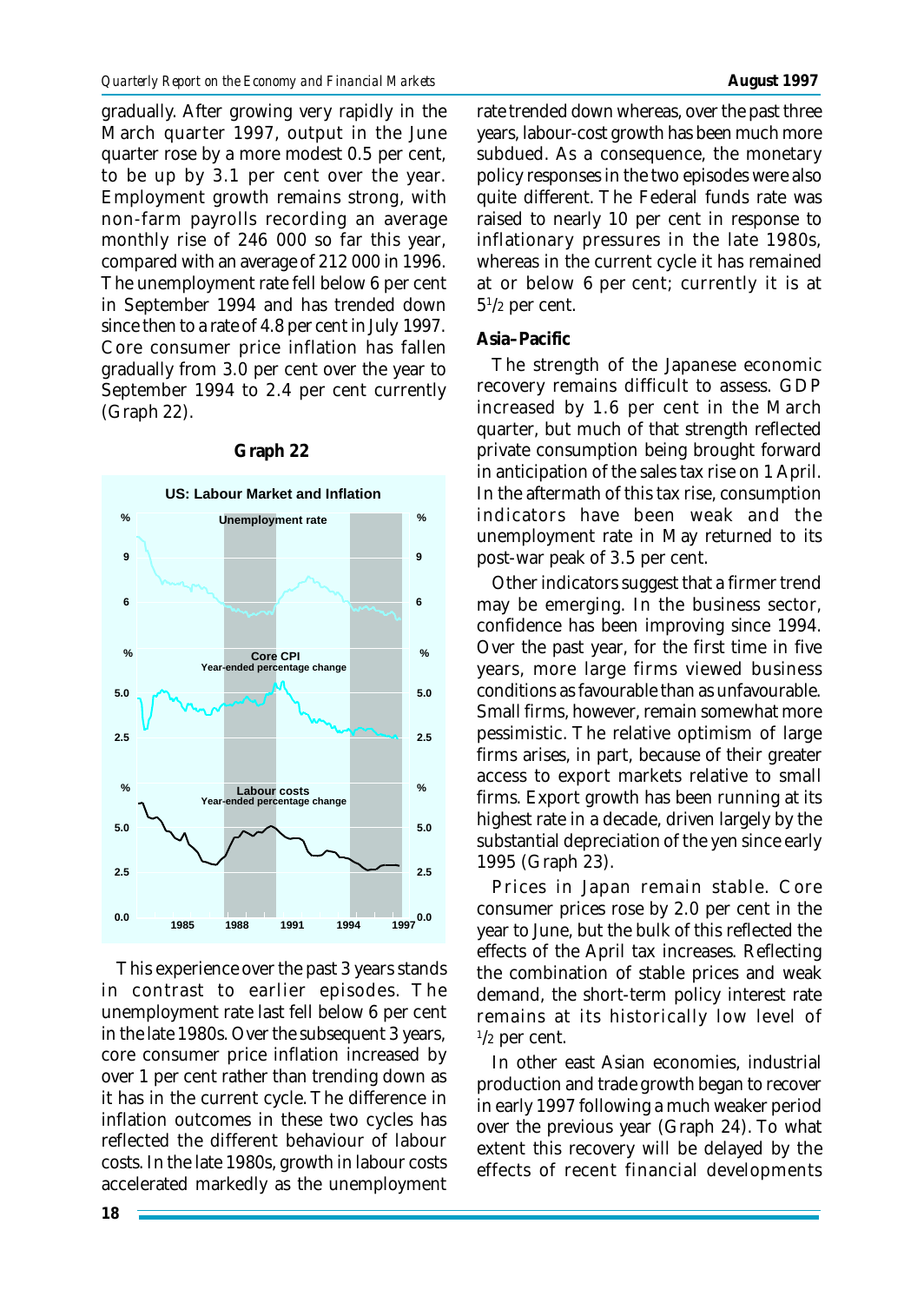gradually. After growing very rapidly in the March quarter 1997, output in the June quarter rose by a more modest 0.5 per cent, to be up by 3.1 per cent over the year. Employment growth remains strong, with non-farm payrolls recording an average monthly rise of 246 000 so far this year, compared with an average of 212 000 in 1996. The unemployment rate fell below 6 per cent in September 1994 and has trended down since then to a rate of 4.8 per cent in July 1997. Core consumer price inflation has fallen gradually from 3.0 per cent over the year to September 1994 to 2.4 per cent currently (Graph 22).

**Graph 22**

US: Labour Market and Inflation

This experience over the past 3 years stands in contrast to earlier episodes. The unemployment rate last fell below 6 per cent in the late 1980s. Over the subsequent 3 years, core consumer price inflation increased by over 1 per cent rather than trending down as it has in the current cycle. The difference in inflation outcomes in these two cycles has reflected the different behaviour of labour costs. In the late 1980s, growth in labour costs accelerated markedly as the unemployment rate trended down whereas, over the past three years, labour-cost growth has been much more subdued. As a consequence, the monetary policy responses in the two episodes were also quite different. The Federal funds rate was raised to nearly 10 per cent in response to inflationary pressures in the late 1980s, whereas in the current cycle it has remained at or below 6 per cent; currently it is at 5½ per cent.

### Asia–Pacific

The strength of the Japanese economic recovery remains difficult to assess. GDP increased by 1.6 per cent in the March quarter, but much of that strength reflected private consumption being brought forward in anticipation of the sales tax rise on 1 April. In the aftermath of this tax rise, consumption indicators have been weak and the unemployment rate in May returned to its post-war peak of 3.5 per cent.

Other indicators suggest that a firmer trend may be emerging. In the business sector, confidence has been improving since 1994. Over the past year, for the first time in five years, more large firms viewed business conditions as favourable than as unfavourable. Small firms, however, remain somewhat more pessimistic. The relative optimism of large firms arises, in part, because of their greater access to export markets relative to small firms. Export growth has been running at its highest rate in a decade, driven largely by the substantial depreciation of the yen since early 1995 (Graph 23).

Prices in Japan remain stable. Core consumer prices rose by 2.0 per cent in the year to June, but the bulk of this reflected the effects of the April tax increases. Reflecting the combination of stable prices and weak demand, the short-term policy interest rate remains at its historically low level of ½ per cent.

In other east Asian economies, industrial production and trade growth began to recover in early 1997 following a much weaker period over the previous year (Graph 24). To what extent this recovery will be delayed by the effects of recent financial developments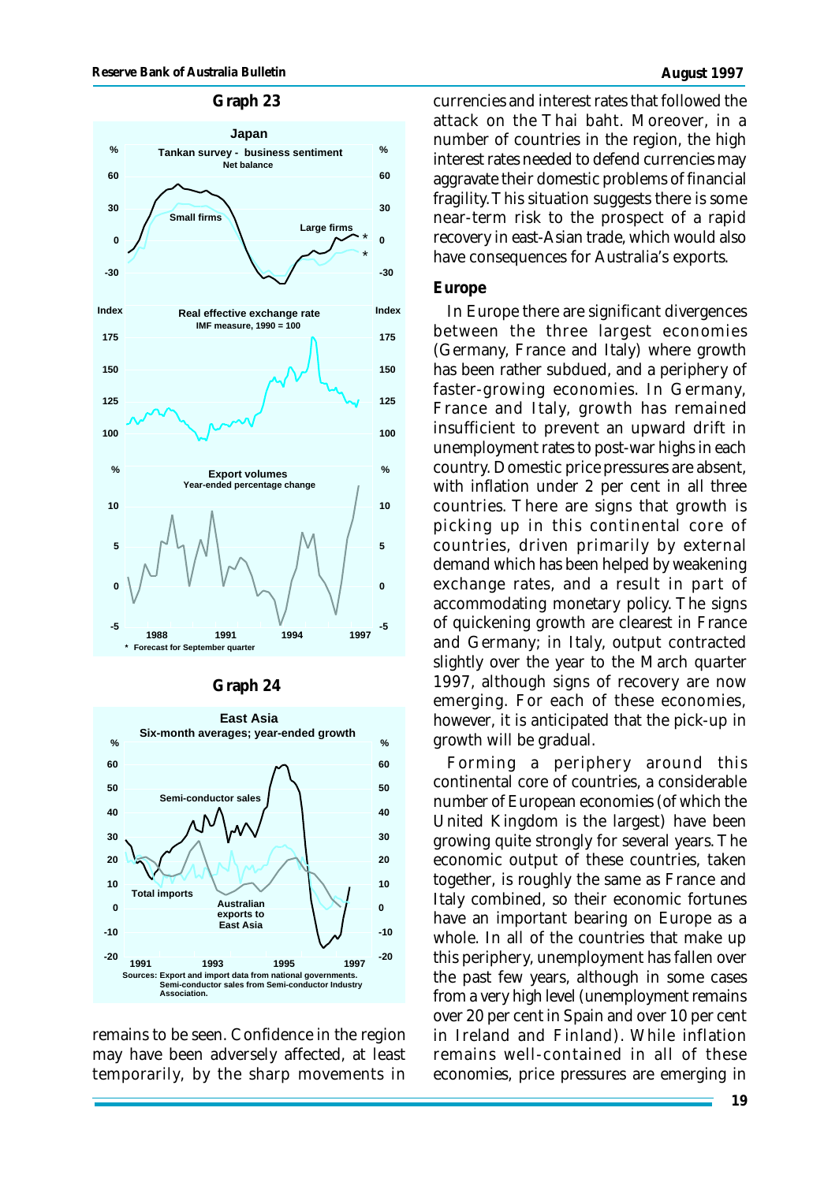**Graph 23**

Japan

Tankan survey - business sentiment
Net balance

Real effective exchange rate
IMF measure, 1990 = 100

Export volumes
Year-ended percentage change

* Forecast for September quarter

**Graph 24**

East Asia
Six-month averages; year-ended growth

Sources: Export and import data from national governments. Semi-conductor sales from Semi-conductor Industry Association.

remains to be seen. Confidence in the region may have been adversely affected, at least temporarily, by the sharp movements in currencies and interest rates that followed the attack on the Thai baht. Moreover, in a number of countries in the region, the high interest rates needed to defend currencies may aggravate their domestic problems of financial fragility. This situation suggests there is some near-term risk to the prospect of a rapid recovery in east-Asian trade, which would also have consequences for Australia's exports.

### Europe

In Europe there are significant divergences between the three largest economies (Germany, France and Italy) where growth has been rather subdued, and a periphery of faster-growing economies. In Germany, France and Italy, growth has remained insufficient to prevent an upward drift in unemployment rates to post-war highs in each country. Domestic price pressures are absent, with inflation under 2 per cent in all three countries. There are signs that growth is picking up in this continental core of countries, driven primarily by external demand which has been helped by weakening exchange rates, and a result in part of accommodating monetary policy. The signs of quickening growth are clearest in France and Germany; in Italy, output contracted slightly over the year to the March quarter 1997, although signs of recovery are now emerging. For each of these economies, however, it is anticipated that the pick-up in growth will be gradual.

Forming a periphery around this continental core of countries, a considerable number of European economies (of which the United Kingdom is the largest) have been growing quite strongly for several years. The economic output of these countries, taken together, is roughly the same as France and Italy combined, so their economic fortunes have an important bearing on Europe as a whole. In all of the countries that make up this periphery, unemployment has fallen over the past few years, although in some cases from a very high level (unemployment remains over 20 per cent in Spain and over 10 per cent in Ireland and Finland). While inflation remains well-contained in all of these economies, price pressures are emerging in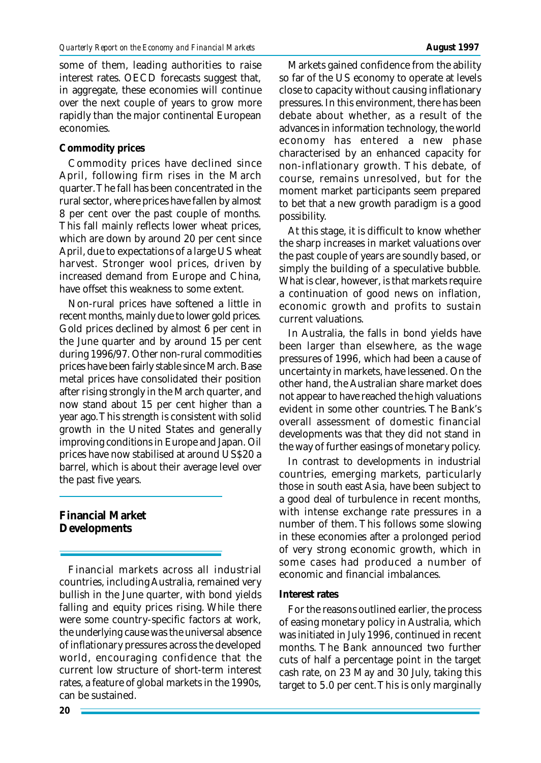some of them, leading authorities to raise interest rates. OECD forecasts suggest that, in aggregate, these economies will continue over the next couple of years to grow more rapidly than the major continental European economies.

**Commodity prices**

Commodity prices have declined since April, following firm rises in the March quarter. The fall has been concentrated in the rural sector, where prices have fallen by almost 8 per cent over the past couple of months. This fall mainly reflects lower wheat prices, which are down by around 20 per cent since April, due to expectations of a large US wheat harvest. Stronger wool prices, driven by increased demand from Europe and China, have offset this weakness to some extent.

Non-rural prices have softened a little in recent months, mainly due to lower gold prices. Gold prices declined by almost 6 per cent in the June quarter and by around 15 per cent during 1996/97. Other non-rural commodities prices have been fairly stable since March. Base metal prices have consolidated their position after rising strongly in the March quarter, and now stand about 15 per cent higher than a year ago. This strength is consistent with solid growth in the United States and generally improving conditions in Europe and Japan. Oil prices have now stabilised at around US$20 a barrel, which is about their average level over the past five years.

## Financial Market Developments

Financial markets across all industrial countries, including Australia, remained very bullish in the June quarter, with bond yields falling and equity prices rising. While there were some country-specific factors at work, the underlying cause was the universal absence of inflationary pressures across the developed world, encouraging confidence that the current low structure of short-term interest rates, a feature of global markets in the 1990s, can be sustained.

Markets gained confidence from the ability so far of the US economy to operate at levels close to capacity without causing inflationary pressures. In this environment, there has been debate about whether, as a result of the advances in information technology, the world economy has entered a new phase characterised by an enhanced capacity for non-inflationary growth. This debate, of course, remains unresolved, but for the moment market participants seem prepared to bet that a new growth paradigm is a good possibility.

At this stage, it is difficult to know whether the sharp increases in market valuations over the past couple of years are soundly based, or simply the building of a speculative bubble. What is clear, however, is that markets require a continuation of good news on inflation, economic growth and profits to sustain current valuations.

In Australia, the falls in bond yields have been larger than elsewhere, as the wage pressures of 1996, which had been a cause of uncertainty in markets, have lessened. On the other hand, the Australian share market does not appear to have reached the high valuations evident in some other countries. The Bank's overall assessment of domestic financial developments was that they did not stand in the way of further easings of monetary policy.

In contrast to developments in industrial countries, emerging markets, particularly those in south east Asia, have been subject to a good deal of turbulence in recent months, with intense exchange rate pressures in a number of them. This follows some slowing in these economies after a prolonged period of very strong economic growth, which in some cases had produced a number of economic and financial imbalances.

**Interest rates**

For the reasons outlined earlier, the process of easing monetary policy in Australia, which was initiated in July 1996, continued in recent months. The Bank announced two further cuts of half a percentage point in the target cash rate, on 23 May and 30 July, taking this target to 5.0 per cent. This is only marginally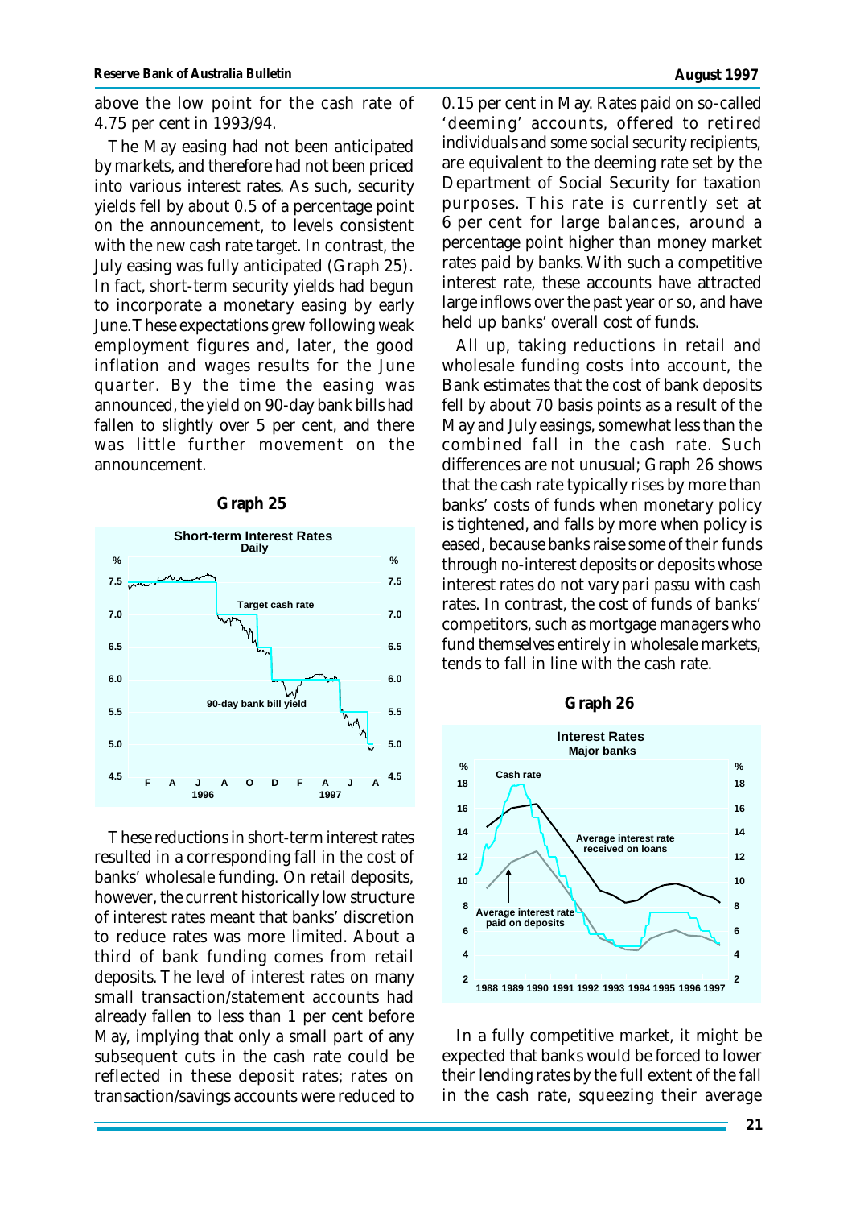above the low point for the cash rate of 4.75 per cent in 1993/94.

The May easing had not been anticipated by markets, and therefore had not been priced into various interest rates. As such, security yields fell by about 0.5 of a percentage point on the announcement, to levels consistent with the new cash rate target. In contrast, the July easing was fully anticipated (Graph 25). In fact, short-term security yields had begun to incorporate a monetary easing by early June. These expectations grew following weak employment figures and, later, the good inflation and wages results for the June quarter. By the time the easing was announced, the yield on 90-day bank bills had fallen to slightly over 5 per cent, and there was little further movement on the announcement.

**Graph 25**

**Short-term Interest Rates**
Daily

These reductions in short-term interest rates resulted in a corresponding fall in the cost of banks' wholesale funding. On retail deposits, however, the current historically low structure of interest rates meant that banks' discretion to reduce rates was more limited. About a third of bank funding comes from retail deposits. The *level* of interest rates on many small transaction/statement accounts had already fallen to less than 1 per cent before May, implying that only a small part of any subsequent cuts in the cash rate could be reflected in these deposit rates; rates on transaction/savings accounts were reduced to 0.15 per cent in May. Rates paid on so-called 'deeming' accounts, offered to retired individuals and some social security recipients, are equivalent to the deeming rate set by the Department of Social Security for taxation purposes. This rate is currently set at 6 per cent for large balances, around a percentage point higher than money market rates paid by banks. With such a competitive interest rate, these accounts have attracted large inflows over the past year or so, and have held up banks' overall cost of funds.

All up, taking reductions in retail and wholesale funding costs into account, the Bank estimates that the cost of bank deposits fell by about 70 basis points as a result of the May and July easings, somewhat less than the combined fall in the cash rate. Such differences are not unusual; Graph 26 shows that the cash rate typically rises by more than banks' costs of funds when monetary policy is tightened, and falls by more when policy is eased, because banks raise some of their funds through no-interest deposits or deposits whose interest rates do not vary *pari passu* with cash rates. In contrast, the cost of funds of banks' competitors, such as mortgage managers who fund themselves entirely in wholesale markets, tends to fall in line with the cash rate.

**Graph 26**

**Interest Rates**
Major banks

In a fully competitive market, it might be expected that banks would be forced to lower their lending rates by the full extent of the fall in the cash rate, squeezing their average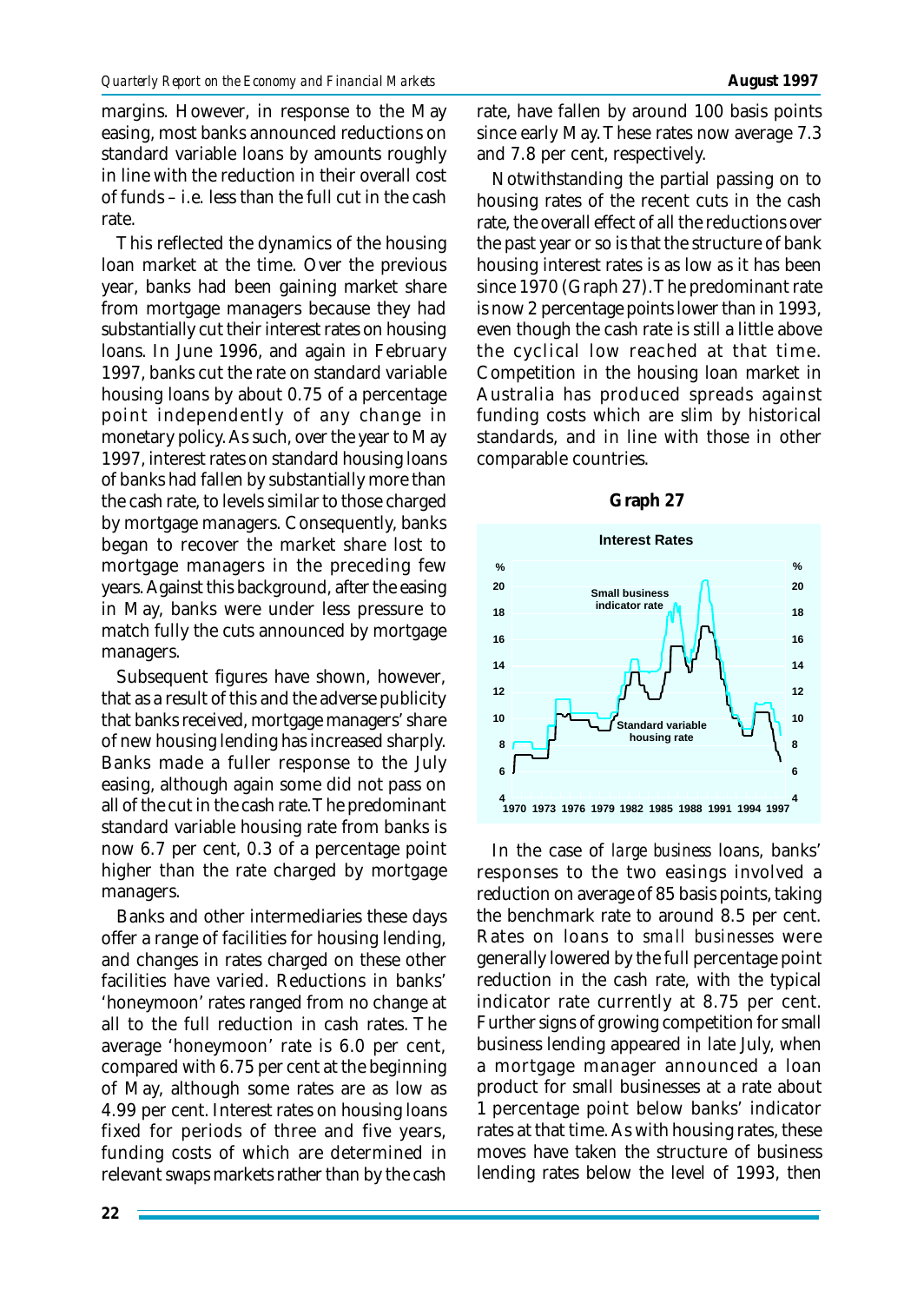margins. However, in response to the May easing, most banks announced reductions on standard variable loans by amounts roughly in line with the reduction in their overall cost of funds – i.e. less than the full cut in the cash rate.

This reflected the dynamics of the housing loan market at the time. Over the previous year, banks had been gaining market share from mortgage managers because they had substantially cut their interest rates on housing loans. In June 1996, and again in February 1997, banks cut the rate on standard variable housing loans by about 0.75 of a percentage point independently of any change in monetary policy. As such, over the year to May 1997, interest rates on standard housing loans of banks had fallen by substantially more than the cash rate, to levels similar to those charged by mortgage managers. Consequently, banks began to recover the market share lost to mortgage managers in the preceding few years. Against this background, after the easing in May, banks were under less pressure to match fully the cuts announced by mortgage managers.

Subsequent figures have shown, however, that as a result of this and the adverse publicity that banks received, mortgage managers' share of new housing lending has increased sharply. Banks made a fuller response to the July easing, although again some did not pass on all of the cut in the cash rate. The predominant standard variable housing rate from banks is now 6.7 per cent, 0.3 of a percentage point higher than the rate charged by mortgage managers.

Banks and other intermediaries these days offer a range of facilities for housing lending, and changes in rates charged on these other facilities have varied. Reductions in banks' 'honeymoon' rates ranged from no change at all to the full reduction in cash rates. The average 'honeymoon' rate is 6.0 per cent, compared with 6.75 per cent at the beginning of May, although some rates are as low as 4.99 per cent. Interest rates on housing loans fixed for periods of three and five years, funding costs of which are determined in relevant swaps markets rather than by the cash rate, have fallen by around 100 basis points since early May. These rates now average 7.3 and 7.8 per cent, respectively.

Notwithstanding the partial passing on to housing rates of the recent cuts in the cash rate, the overall effect of all the reductions over the past year or so is that the structure of bank housing interest rates is as low as it has been since 1970 (Graph 27). The predominant rate is now 2 percentage points lower than in 1993, even though the cash rate is still a little above the cyclical low reached at that time. Competition in the housing loan market in Australia has produced spreads against funding costs which are slim by historical standards, and in line with those in other comparable countries.

**Graph 27**

In the case of *large business* loans, banks' responses to the two easings involved a reduction on average of 85 basis points, taking the benchmark rate to around 8.5 per cent. Rates on loans to *small businesses* were generally lowered by the full percentage point reduction in the cash rate, with the typical indicator rate currently at 8.75 per cent. Further signs of growing competition for small business lending appeared in late July, when a mortgage manager announced a loan product for small businesses at a rate about 1 percentage point below banks' indicator rates at that time. As with housing rates, these moves have taken the structure of business lending rates below the level of 1993, then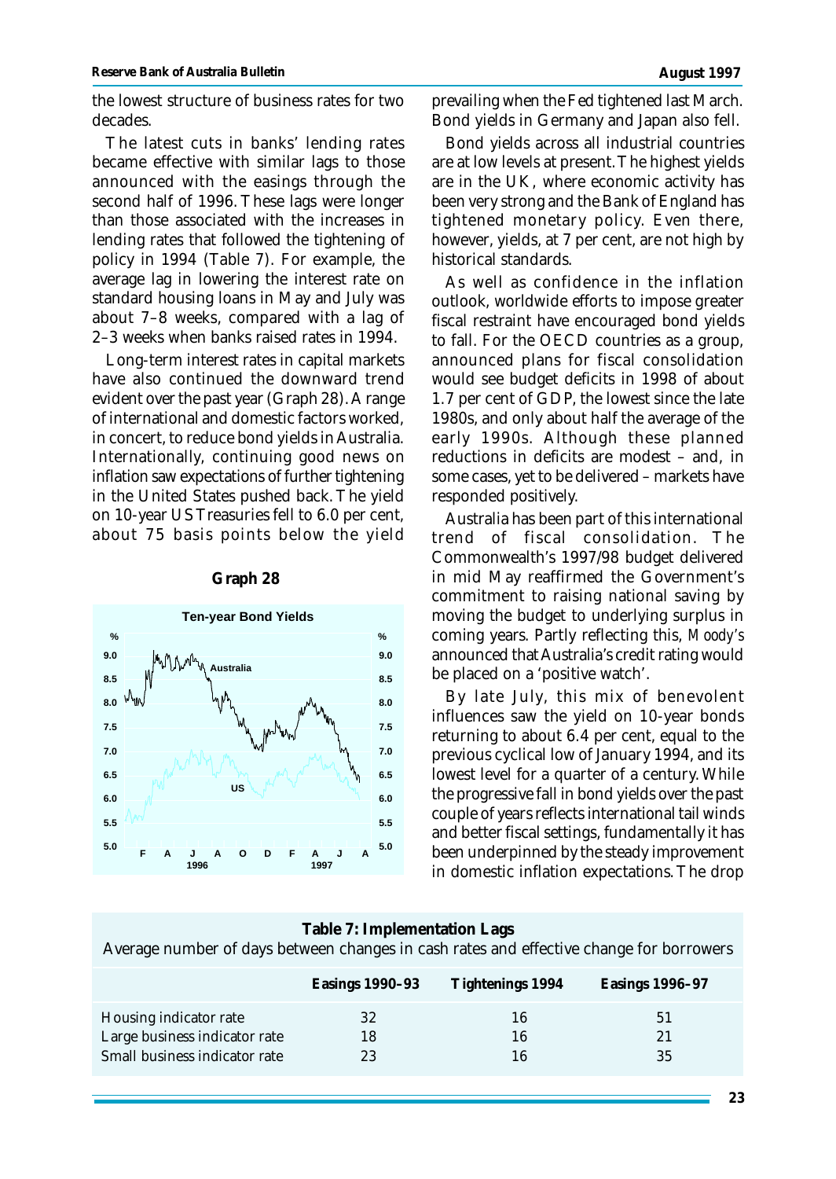the lowest structure of business rates for two decades.

The latest cuts in banks' lending rates became effective with similar lags to those announced with the easings through the second half of 1996. These lags were longer than those associated with the increases in lending rates that followed the tightening of policy in 1994 (Table 7). For example, the average lag in lowering the interest rate on standard housing loans in May and July was about 7–8 weeks, compared with a lag of 2–3 weeks when banks raised rates in 1994.

Long-term interest rates in capital markets have also continued the downward trend evident over the past year (Graph 28). A range of international and domestic factors worked, in concert, to reduce bond yields in Australia. Internationally, continuing good news on inflation saw expectations of further tightening in the United States pushed back. The yield on 10-year US Treasuries fell to 6.0 per cent, about 75 basis points below the yield prevailing when the Fed tightened last March. Bond yields in Germany and Japan also fell.

**Graph 28**

Bond yields across all industrial countries are at low levels at present. The highest yields are in the UK, where economic activity has been very strong and the Bank of England has tightened monetary policy. Even there, however, yields, at 7 per cent, are not high by historical standards.

As well as confidence in the inflation outlook, worldwide efforts to impose greater fiscal restraint have encouraged bond yields to fall. For the OECD countries as a group, announced plans for fiscal consolidation would see budget deficits in 1998 of about 1.7 per cent of GDP, the lowest since the late 1980s, and only about half the average of the early 1990s. Although these planned reductions in deficits are modest – and, in some cases, yet to be delivered – markets have responded positively.

Australia has been part of this international trend of fiscal consolidation. The Commonwealth's 1997/98 budget delivered in mid May reaffirmed the Government's commitment to raising national saving by moving the budget to underlying surplus in coming years. Partly reflecting this, *Moody's* announced that Australia's credit rating would be placed on a 'positive watch'.

By late July, this mix of benevolent influences saw the yield on 10-year bonds returning to about 6.4 per cent, equal to the previous cyclical low of January 1994, and its lowest level for a quarter of a century. While the progressive fall in bond yields over the past couple of years reflects international tail winds and better fiscal settings, fundamentally it has been underpinned by the steady improvement in domestic inflation expectations. The drop

**Table 7: Implementation Lags**

Average number of days between changes in cash rates and effective change for borrowers

| | Easings 1990–93 | Tightenings 1994 | Easings 1996–97 |
|---|---|---|---|
| Housing indicator rate | 32 | 16 | 51 |
| Large business indicator rate | 18 | 16 | 21 |
| Small business indicator rate | 23 | 16 | 35 |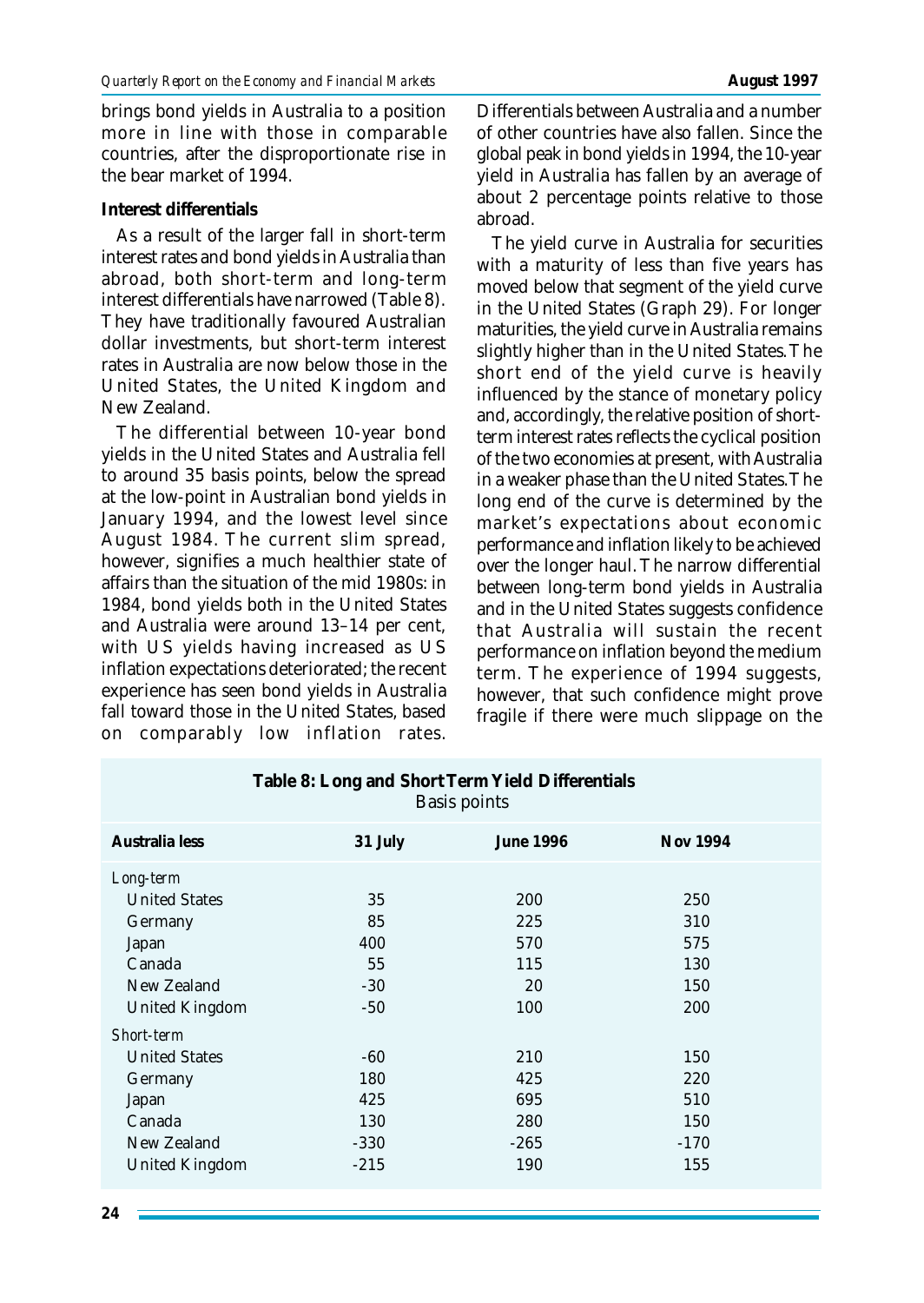brings bond yields in Australia to a position more in line with those in comparable countries, after the disproportionate rise in the bear market of 1994.

**Interest differentials**

As a result of the larger fall in short-term interest rates and bond yields in Australia than abroad, both short-term and long-term interest differentials have narrowed (Table 8). They have traditionally favoured Australian dollar investments, but short-term interest rates in Australia are now below those in the United States, the United Kingdom and New Zealand.

The differential between 10-year bond yields in the United States and Australia fell to around 35 basis points, below the spread at the low-point in Australian bond yields in January 1994, and the lowest level since August 1984. The current slim spread, however, signifies a much healthier state of affairs than the situation of the mid 1980s: in 1984, bond yields both in the United States and Australia were around 13–14 per cent, with US yields having increased as US inflation expectations deteriorated; the recent experience has seen bond yields in Australia fall toward those in the United States, based on comparably low inflation rates. Differentials between Australia and a number of other countries have also fallen. Since the global peak in bond yields in 1994, the 10-year yield in Australia has fallen by an average of about 2 percentage points relative to those abroad.

The yield curve in Australia for securities with a maturity of less than five years has moved below that segment of the yield curve in the United States (Graph 29). For longer maturities, the yield curve in Australia remains slightly higher than in the United States. The short end of the yield curve is heavily influenced by the stance of monetary policy and, accordingly, the relative position of short-term interest rates reflects the cyclical position of the two economies at present, with Australia in a weaker phase than the United States. The long end of the curve is determined by the market's expectations about economic performance and inflation likely to be achieved over the longer haul. The narrow differential between long-term bond yields in Australia and in the United States suggests confidence that Australia will sustain the recent performance on inflation beyond the medium term. The experience of 1994 suggests, however, that such confidence might prove fragile if there were much slippage on the

**Table 8: Long and Short Term Yield Differentials**
Basis points

| Australia less | 31 July | June 1996 | Nov 1994 |
|---|---|---|---|
| *Long-term* | | | |
| United States | 35 | 200 | 250 |
| Germany | 85 | 225 | 310 |
| Japan | 400 | 570 | 575 |
| Canada | 55 | 115 | 130 |
| New Zealand | -30 | 20 | 150 |
| United Kingdom | -50 | 100 | 200 |
| *Short-term* | | | |
| United States | -60 | 210 | 150 |
| Germany | 180 | 425 | 220 |
| Japan | 425 | 695 | 510 |
| Canada | 130 | 280 | 150 |
| New Zealand | -330 | -265 | -170 |
| United Kingdom | -215 | 190 | 155 |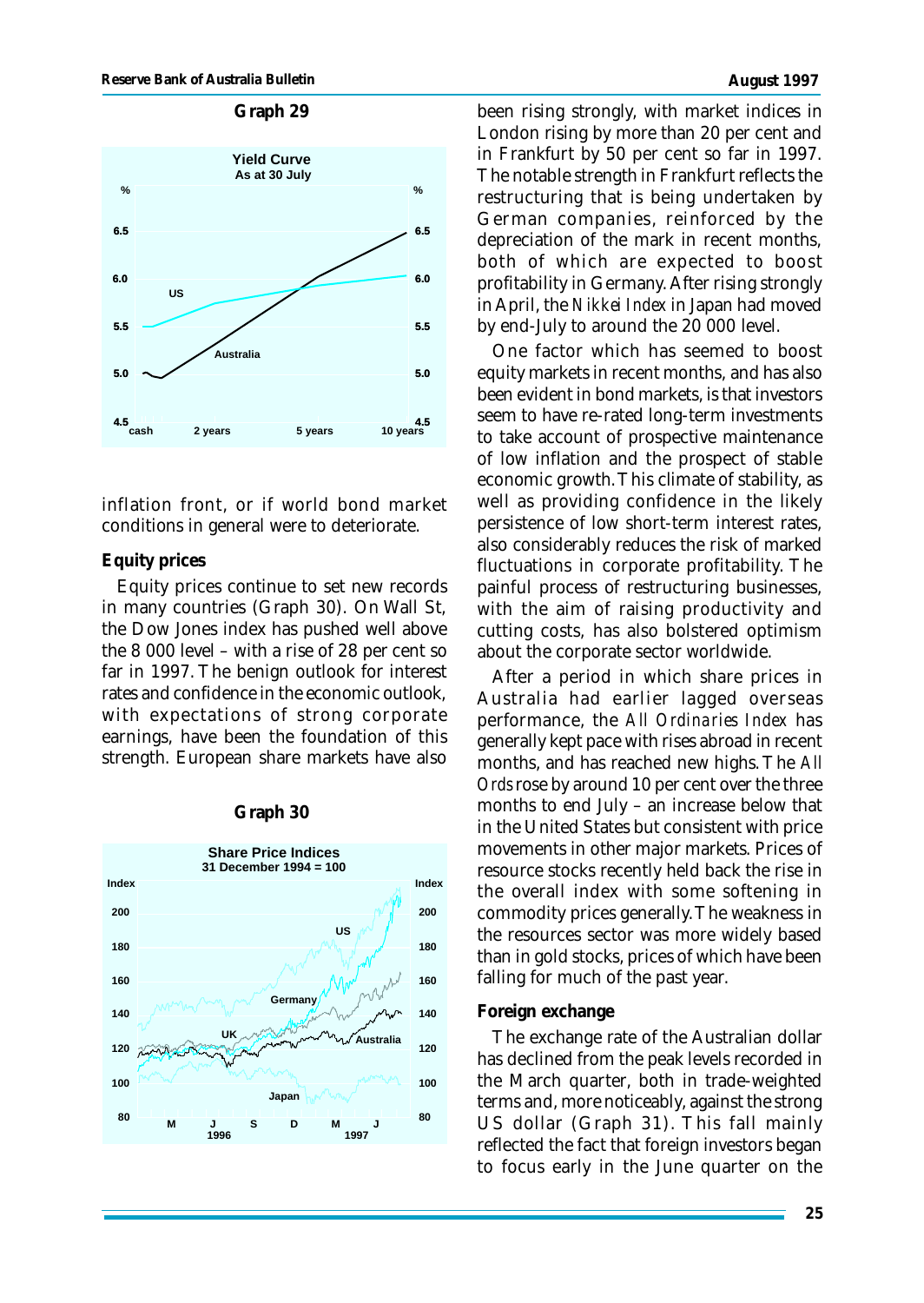**Graph 29**

inflation front, or if world bond market conditions in general were to deteriorate.

### Equity prices

Equity prices continue to set new records in many countries (Graph 30). On Wall St, the Dow Jones index has pushed well above the 8 000 level – with a rise of 28 per cent so far in 1997. The benign outlook for interest rates and confidence in the economic outlook, with expectations of strong corporate earnings, have been the foundation of this strength. European share markets have also been rising strongly, with market indices in London rising by more than 20 per cent and in Frankfurt by 50 per cent so far in 1997. The notable strength in Frankfurt reflects the restructuring that is being undertaken by German companies, reinforced by the depreciation of the mark in recent months, both of which are expected to boost profitability in Germany. After rising strongly in April, the *Nikkei Index* in Japan had moved by end-July to around the 20 000 level.

**Graph 30**

One factor which has seemed to boost equity markets in recent months, and has also been evident in bond markets, is that investors seem to have re-rated long-term investments to take account of prospective maintenance of low inflation and the prospect of stable economic growth. This climate of stability, as well as providing confidence in the likely persistence of low short-term interest rates, also considerably reduces the risk of marked fluctuations in corporate profitability. The painful process of restructuring businesses, with the aim of raising productivity and cutting costs, has also bolstered optimism about the corporate sector worldwide.

After a period in which share prices in Australia had earlier lagged overseas performance, the *All Ordinaries Index* has generally kept pace with rises abroad in recent months, and has reached new highs. The *All Ords* rose by around 10 per cent over the three months to end July – an increase below that in the United States but consistent with price movements in other major markets. Prices of resource stocks recently held back the rise in the overall index with some softening in commodity prices generally. The weakness in the resources sector was more widely based than in gold stocks, prices of which have been falling for much of the past year.

### Foreign exchange

The exchange rate of the Australian dollar has declined from the peak levels recorded in the March quarter, both in trade-weighted terms and, more noticeably, against the strong US dollar (Graph 31). This fall mainly reflected the fact that foreign investors began to focus early in the June quarter on the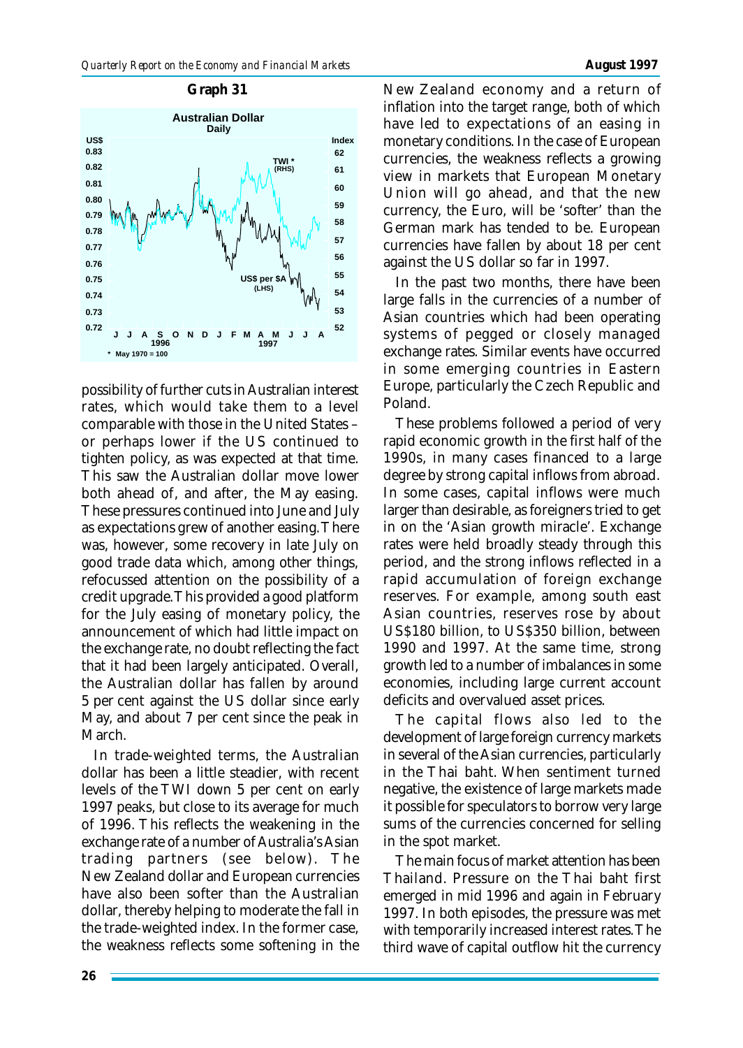**Graph 31**

**Australian Dollar**
Daily

\* May 1970 = 100

possibility of further cuts in Australian interest rates, which would take them to a level comparable with those in the United States – or perhaps lower if the US continued to tighten policy, as was expected at that time. This saw the Australian dollar move lower both ahead of, and after, the May easing. These pressures continued into June and July as expectations grew of another easing. There was, however, some recovery in late July on good trade data which, among other things, refocussed attention on the possibility of a credit upgrade. This provided a good platform for the July easing of monetary policy, the announcement of which had little impact on the exchange rate, no doubt reflecting the fact that it had been largely anticipated. Overall, the Australian dollar has fallen by around 5 per cent against the US dollar since early May, and about 7 per cent since the peak in March.

In trade-weighted terms, the Australian dollar has been a little steadier, with recent levels of the TWI down 5 per cent on early 1997 peaks, but close to its average for much of 1996. This reflects the weakening in the exchange rate of a number of Australia's Asian trading partners (see below). The New Zealand dollar and European currencies have also been softer than the Australian dollar, thereby helping to moderate the fall in the trade-weighted index. In the former case, the weakness reflects some softening in the New Zealand economy and a return of inflation into the target range, both of which have led to expectations of an easing in monetary conditions. In the case of European currencies, the weakness reflects a growing view in markets that European Monetary Union will go ahead, and that the new currency, the Euro, will be 'softer' than the German mark has tended to be. European currencies have fallen by about 18 per cent against the US dollar so far in 1997.

In the past two months, there have been large falls in the currencies of a number of Asian countries which had been operating systems of pegged or closely managed exchange rates. Similar events have occurred in some emerging countries in Eastern Europe, particularly the Czech Republic and Poland.

These problems followed a period of very rapid economic growth in the first half of the 1990s, in many cases financed to a large degree by strong capital inflows from abroad. In some cases, capital inflows were much larger than desirable, as foreigners tried to get in on the 'Asian growth miracle'. Exchange rates were held broadly steady through this period, and the strong inflows reflected in a rapid accumulation of foreign exchange reserves. For example, among south east Asian countries, reserves rose by about US$180 billion, to US$350 billion, between 1990 and 1997. At the same time, strong growth led to a number of imbalances in some economies, including large current account deficits and overvalued asset prices.

The capital flows also led to the development of large foreign currency markets in several of the Asian currencies, particularly in the Thai baht. When sentiment turned negative, the existence of large markets made it possible for speculators to borrow very large sums of the currencies concerned for selling in the spot market.

The main focus of market attention has been Thailand. Pressure on the Thai baht first emerged in mid 1996 and again in February 1997. In both episodes, the pressure was met with temporarily increased interest rates. The third wave of capital outflow hit the currency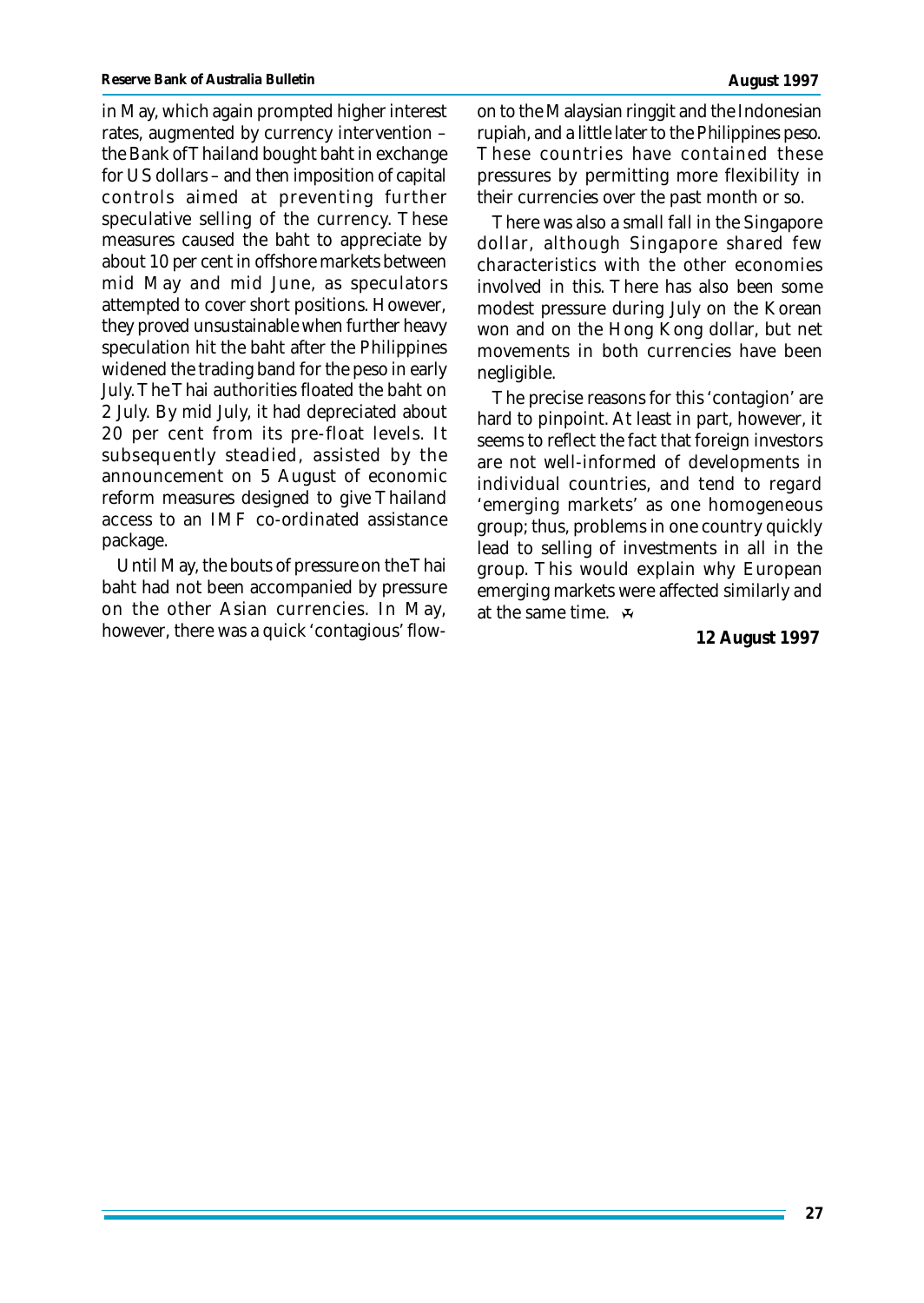in May, which again prompted higher interest rates, augmented by currency intervention – the Bank of Thailand bought baht in exchange for US dollars – and then imposition of capital controls aimed at preventing further speculative selling of the currency. These measures caused the baht to appreciate by about 10 per cent in offshore markets between mid May and mid June, as speculators attempted to cover short positions. However, they proved unsustainable when further heavy speculation hit the baht after the Philippines widened the trading band for the peso in early July. The Thai authorities floated the baht on 2 July. By mid July, it had depreciated about 20 per cent from its pre-float levels. It subsequently steadied, assisted by the announcement on 5 August of economic reform measures designed to give Thailand access to an IMF co-ordinated assistance package.

Until May, the bouts of pressure on the Thai baht had not been accompanied by pressure on the other Asian currencies. In May, however, there was a quick 'contagious' flow-on to the Malaysian ringgit and the Indonesian rupiah, and a little later to the Philippines peso. These countries have contained these pressures by permitting more flexibility in their currencies over the past month or so.

There was also a small fall in the Singapore dollar, although Singapore shared few characteristics with the other economies involved in this. There has also been some modest pressure during July on the Korean won and on the Hong Kong dollar, but net movements in both currencies have been negligible.

The precise reasons for this 'contagion' are hard to pinpoint. At least in part, however, it seems to reflect the fact that foreign investors are not well-informed of developments in individual countries, and tend to regard 'emerging markets' as one homogeneous group; thus, problems in one country quickly lead to selling of investments in all in the group. This would explain why European emerging markets were affected similarly and at the same time.

**12 August 1997**